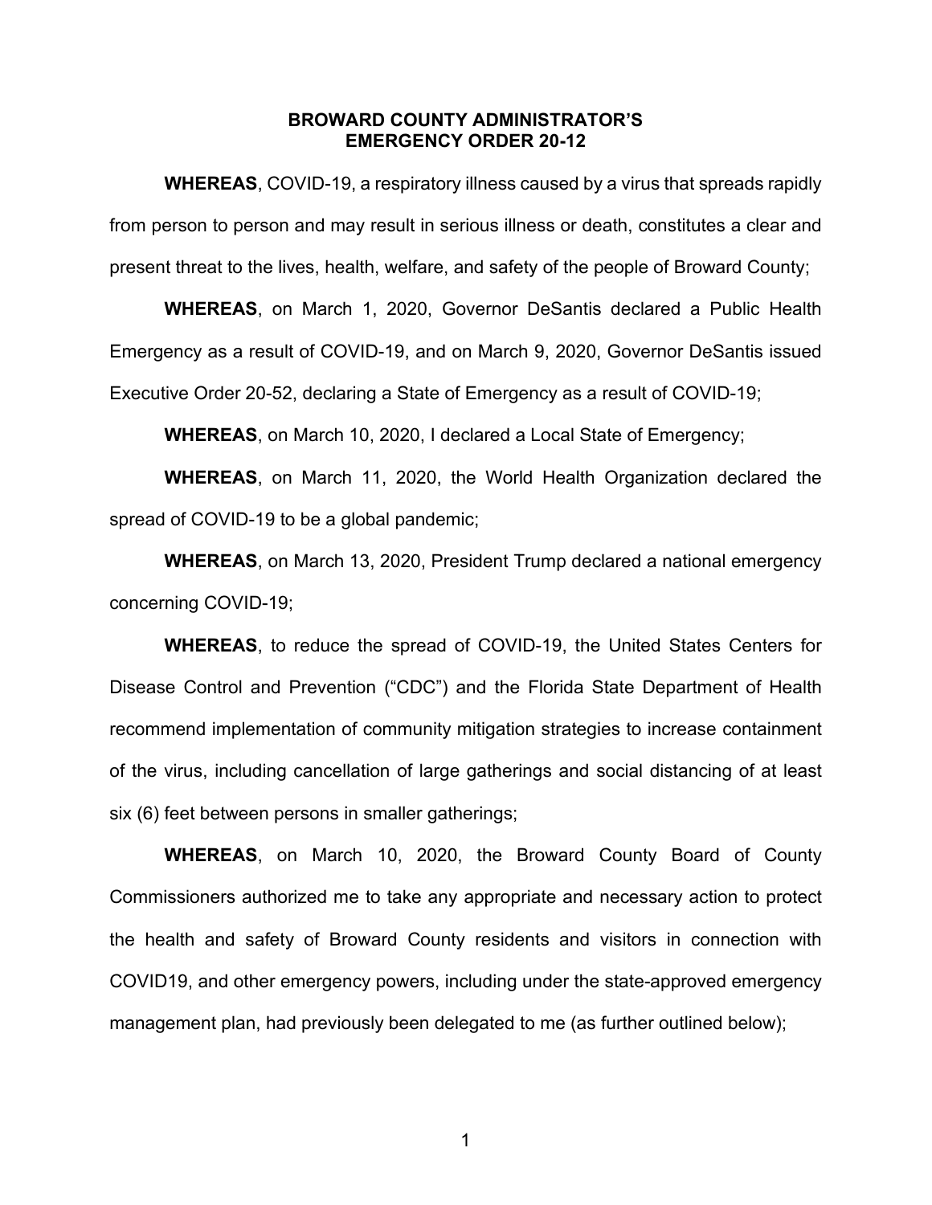# BROWARD COUNTY ADMINISTRATOR'S EMERGENCY ORDER 20-12

**WHEREAS**, COVID-19, a respiratory illness caused by a virus that spreads rapidly from person to person and may result in serious illness or death, constitutes a clear and present threat to the lives, health, welfare, and safety of the people of Broward County;

**WHEREAS**, on March 1, 2020, Governor DeSantis declared a Public Health Emergency as a result of COVID-19, and on March 9, 2020, Governor DeSantis issued Executive Order 20-52, declaring a State of Emergency as a result of COVID-19;

**WHEREAS**, on March 10, 2020, I declared a Local State of Emergency;

**WHEREAS**, on March 11, 2020, the World Health Organization declared the spread of COVID-19 to be a global pandemic;

**WHEREAS**, on March 13, 2020, President Trump declared a national emergency concerning COVID-19;

**WHEREAS**, to reduce the spread of COVID-19, the United States Centers for Disease Control and Prevention ("CDC") and the Florida State Department of Health recommend implementation of community mitigation strategies to increase containment of the virus, including cancellation of large gatherings and social distancing of at least six (6) feet between persons in smaller gatherings;

**WHEREAS**, on March 10, 2020, the Broward County Board of County Commissioners authorized me to take any appropriate and necessary action to protect the health and safety of Broward County residents and visitors in connection with COVID19, and other emergency powers, including under the state-approved emergency management plan, had previously been delegated to me (as further outlined below);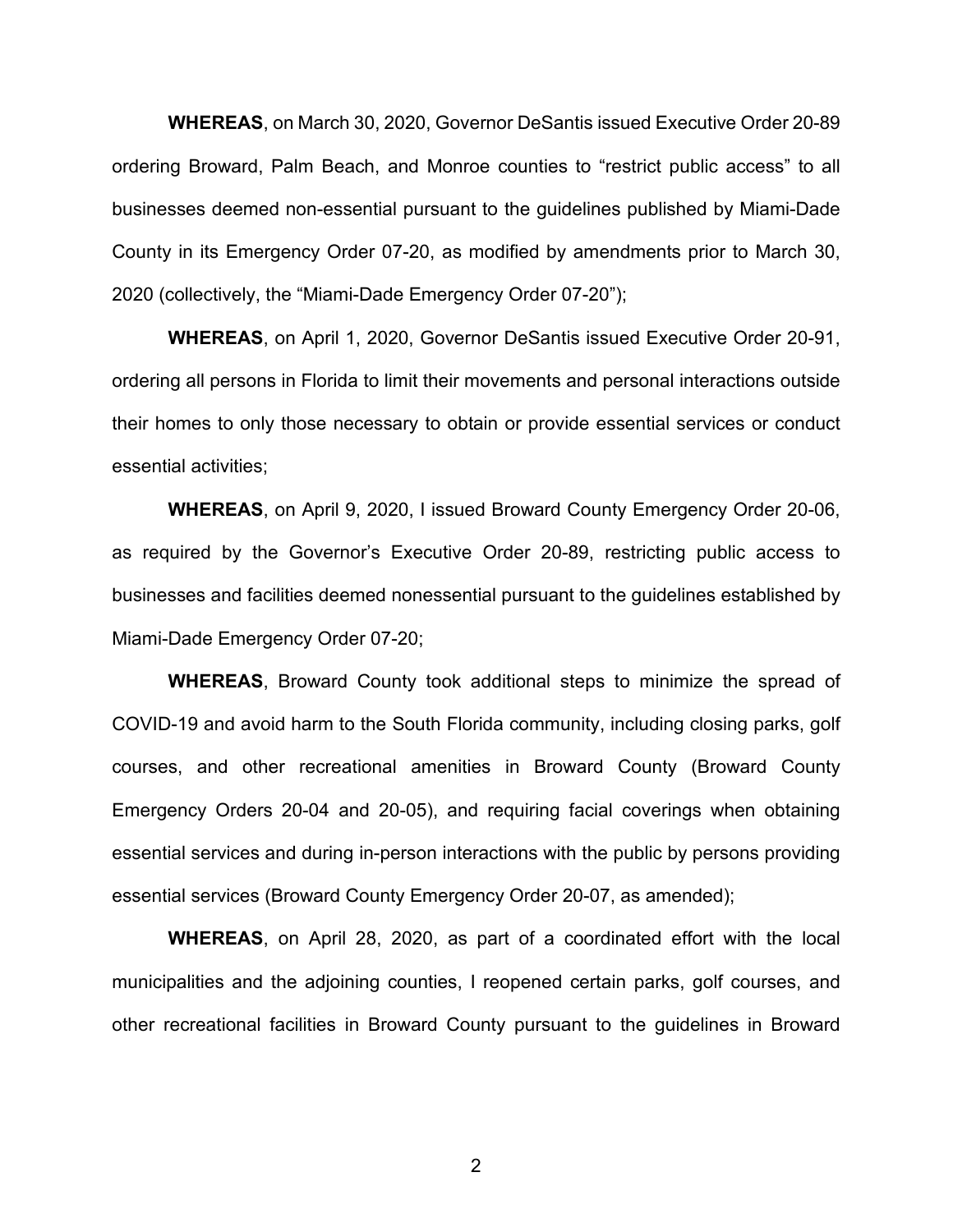**WHEREAS**, on March 30, 2020, Governor DeSantis issued Executive Order 20-89 ordering Broward, Palm Beach, and Monroe counties to "restrict public access" to all businesses deemed non-essential pursuant to the guidelines published by Miami-Dade County in its Emergency Order 07-20, as modified by amendments prior to March 30, 2020 (collectively, the "Miami-Dade Emergency Order 07-20");

**WHEREAS**, on April 1, 2020, Governor DeSantis issued Executive Order 20-91, ordering all persons in Florida to limit their movements and personal interactions outside their homes to only those necessary to obtain or provide essential services or conduct essential activities;

**WHEREAS**, on April 9, 2020, I issued Broward County Emergency Order 20-06, as required by the Governor's Executive Order 20-89, restricting public access to businesses and facilities deemed nonessential pursuant to the guidelines established by Miami-Dade Emergency Order 07-20;

**WHEREAS**, Broward County took additional steps to minimize the spread of COVID-19 and avoid harm to the South Florida community, including closing parks, golf courses, and other recreational amenities in Broward County (Broward County Emergency Orders 20-04 and 20-05), and requiring facial coverings when obtaining essential services and during in-person interactions with the public by persons providing essential services (Broward County Emergency Order 20-07, as amended);

**WHEREAS**, on April 28, 2020, as part of a coordinated effort with the local municipalities and the adjoining counties, I reopened certain parks, golf courses, and other recreational facilities in Broward County pursuant to the guidelines in Broward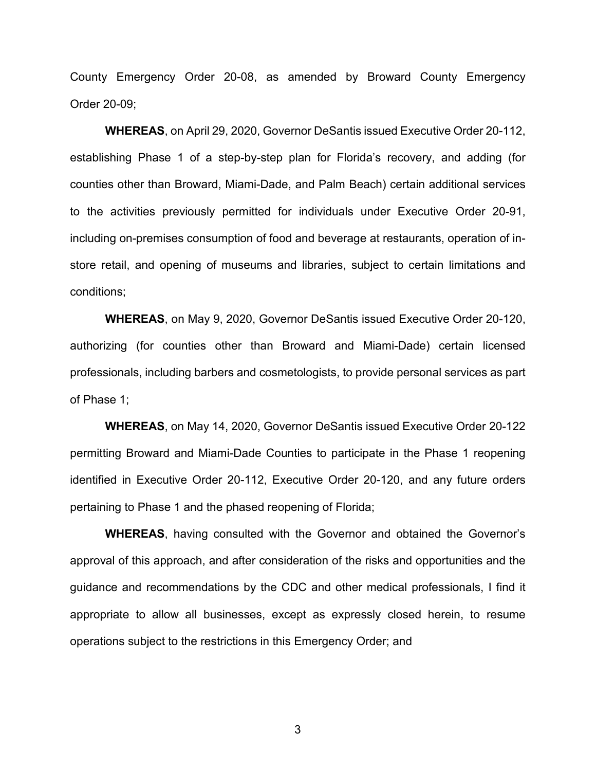County Emergency Order 20-08, as amended by Broward County Emergency Order 20-09;

**WHEREAS**, on April 29, 2020, Governor DeSantis issued Executive Order 20-112, establishing Phase 1 of a step-by-step plan for Florida's recovery, and adding (for counties other than Broward, Miami-Dade, and Palm Beach) certain additional services to the activities previously permitted for individuals under Executive Order 20-91, including on-premises consumption of food and beverage at restaurants, operation of in-store retail, and opening of museums and libraries, subject to certain limitations and conditions;

**WHEREAS**, on May 9, 2020, Governor DeSantis issued Executive Order 20-120, authorizing (for counties other than Broward and Miami-Dade) certain licensed professionals, including barbers and cosmetologists, to provide personal services as part of Phase 1;

**WHEREAS**, on May 14, 2020, Governor DeSantis issued Executive Order 20-122 permitting Broward and Miami-Dade Counties to participate in the Phase 1 reopening identified in Executive Order 20-112, Executive Order 20-120, and any future orders pertaining to Phase 1 and the phased reopening of Florida;

**WHEREAS**, having consulted with the Governor and obtained the Governor's approval of this approach, and after consideration of the risks and opportunities and the guidance and recommendations by the CDC and other medical professionals, I find it appropriate to allow all businesses, except as expressly closed herein, to resume operations subject to the restrictions in this Emergency Order; and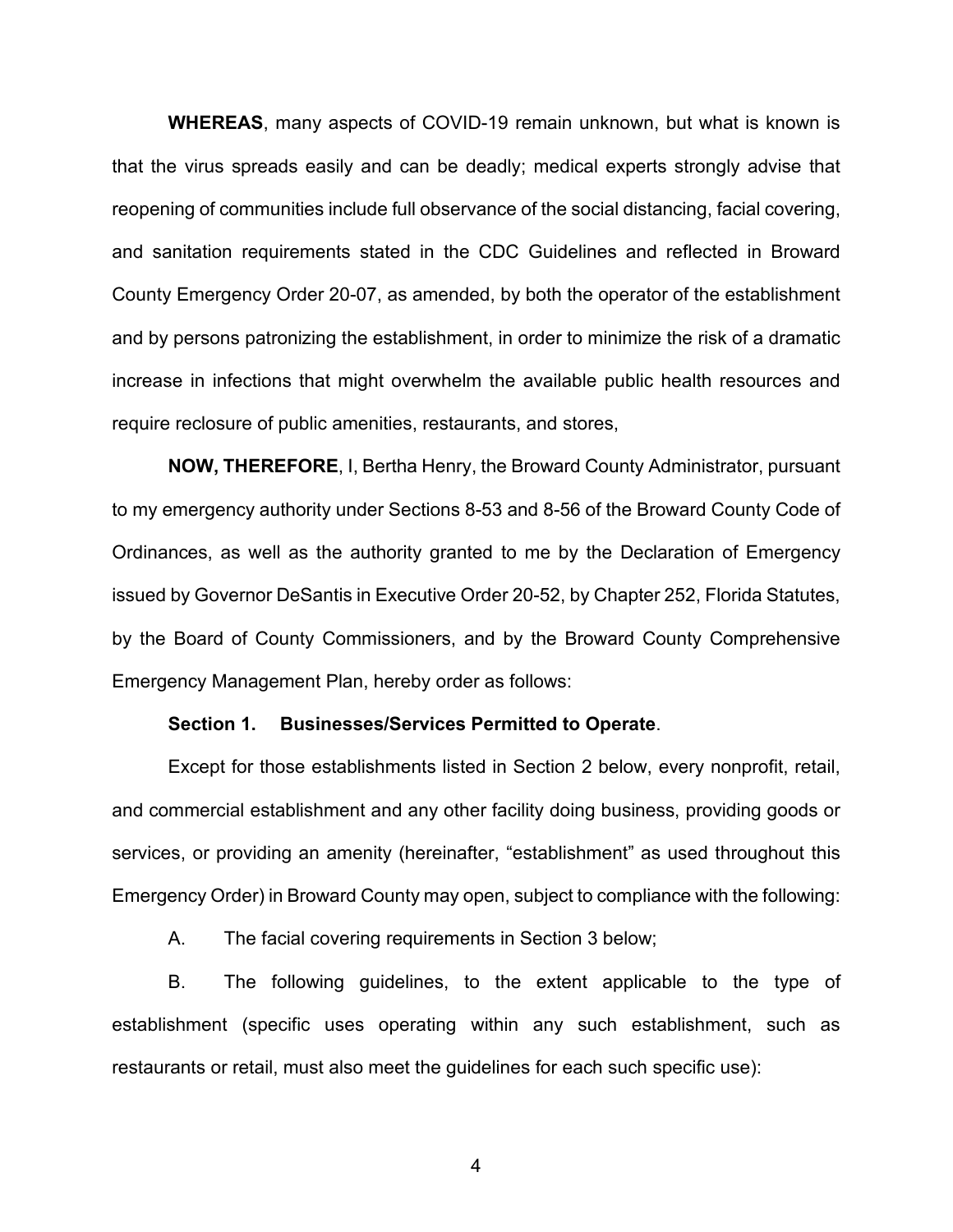**WHEREAS**, many aspects of COVID-19 remain unknown, but what is known is that the virus spreads easily and can be deadly; medical experts strongly advise that reopening of communities include full observance of the social distancing, facial covering, and sanitation requirements stated in the CDC Guidelines and reflected in Broward County Emergency Order 20-07, as amended, by both the operator of the establishment and by persons patronizing the establishment, in order to minimize the risk of a dramatic increase in infections that might overwhelm the available public health resources and require reclosure of public amenities, restaurants, and stores,

**NOW, THEREFORE**, I, Bertha Henry, the Broward County Administrator, pursuant to my emergency authority under Sections 8-53 and 8-56 of the Broward County Code of Ordinances, as well as the authority granted to me by the Declaration of Emergency issued by Governor DeSantis in Executive Order 20-52, by Chapter 252, Florida Statutes, by the Board of County Commissioners, and by the Broward County Comprehensive Emergency Management Plan, hereby order as follows:

**Section 1. Businesses/Services Permitted to Operate**.

Except for those establishments listed in Section 2 below, every nonprofit, retail, and commercial establishment and any other facility doing business, providing goods or services, or providing an amenity (hereinafter, "establishment" as used throughout this Emergency Order) in Broward County may open, subject to compliance with the following:

A. The facial covering requirements in Section 3 below;

B. The following guidelines, to the extent applicable to the type of establishment (specific uses operating within any such establishment, such as restaurants or retail, must also meet the guidelines for each such specific use):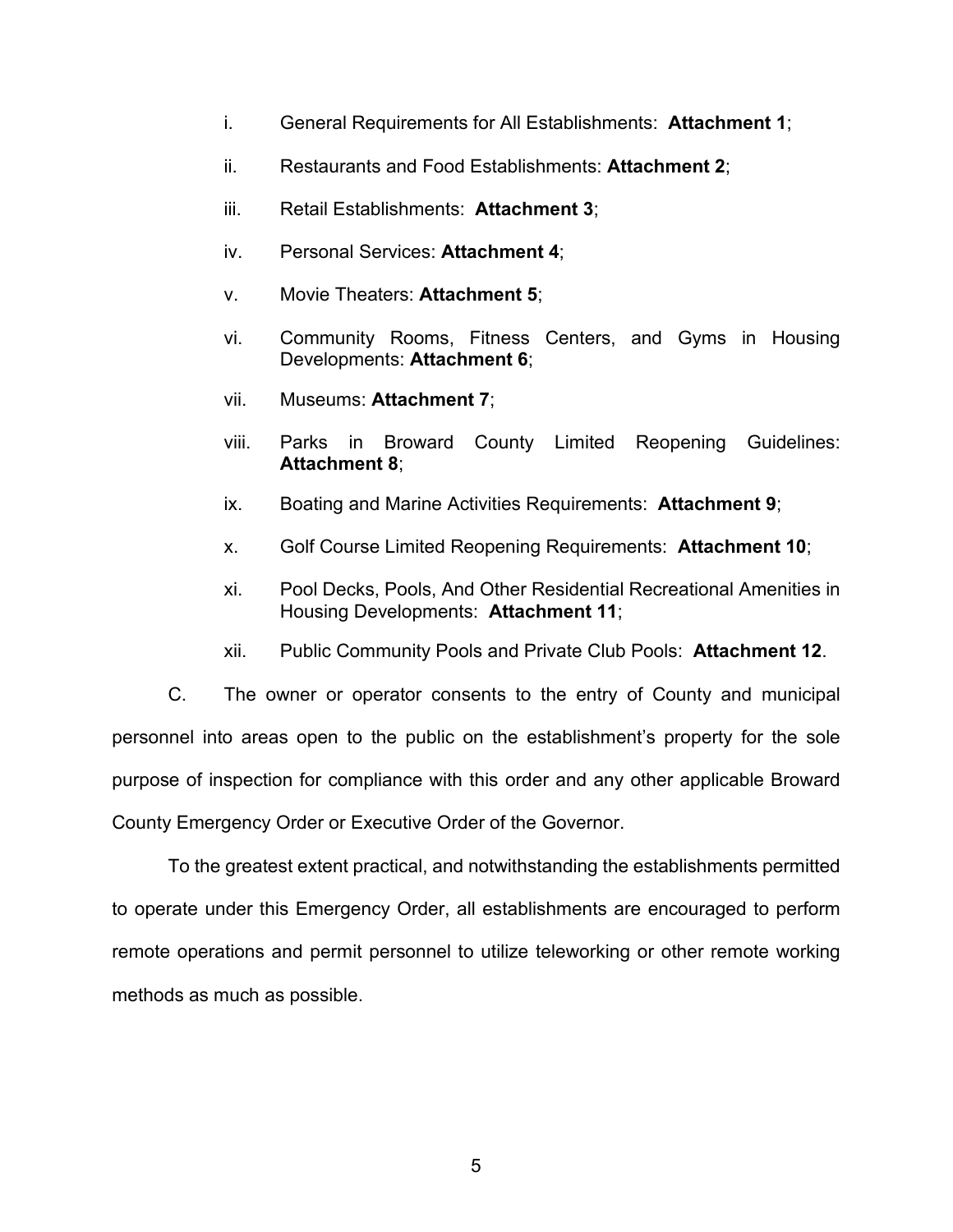i. General Requirements for All Establishments: **Attachment 1**;

ii. Restaurants and Food Establishments: **Attachment 2**;

iii. Retail Establishments: **Attachment 3**;

iv. Personal Services: **Attachment 4**;

v. Movie Theaters: **Attachment 5**;

vi. Community Rooms, Fitness Centers, and Gyms in Housing Developments: **Attachment 6**;

vii. Museums: **Attachment 7**;

viii. Parks in Broward County Limited Reopening Guidelines: **Attachment 8**;

ix. Boating and Marine Activities Requirements: **Attachment 9**;

x. Golf Course Limited Reopening Requirements: **Attachment 10**;

xi. Pool Decks, Pools, And Other Residential Recreational Amenities in Housing Developments: **Attachment 11**;

xii. Public Community Pools and Private Club Pools: **Attachment 12**.

C. The owner or operator consents to the entry of County and municipal personnel into areas open to the public on the establishment's property for the sole purpose of inspection for compliance with this order and any other applicable Broward County Emergency Order or Executive Order of the Governor.

To the greatest extent practical, and notwithstanding the establishments permitted to operate under this Emergency Order, all establishments are encouraged to perform remote operations and permit personnel to utilize teleworking or other remote working methods as much as possible.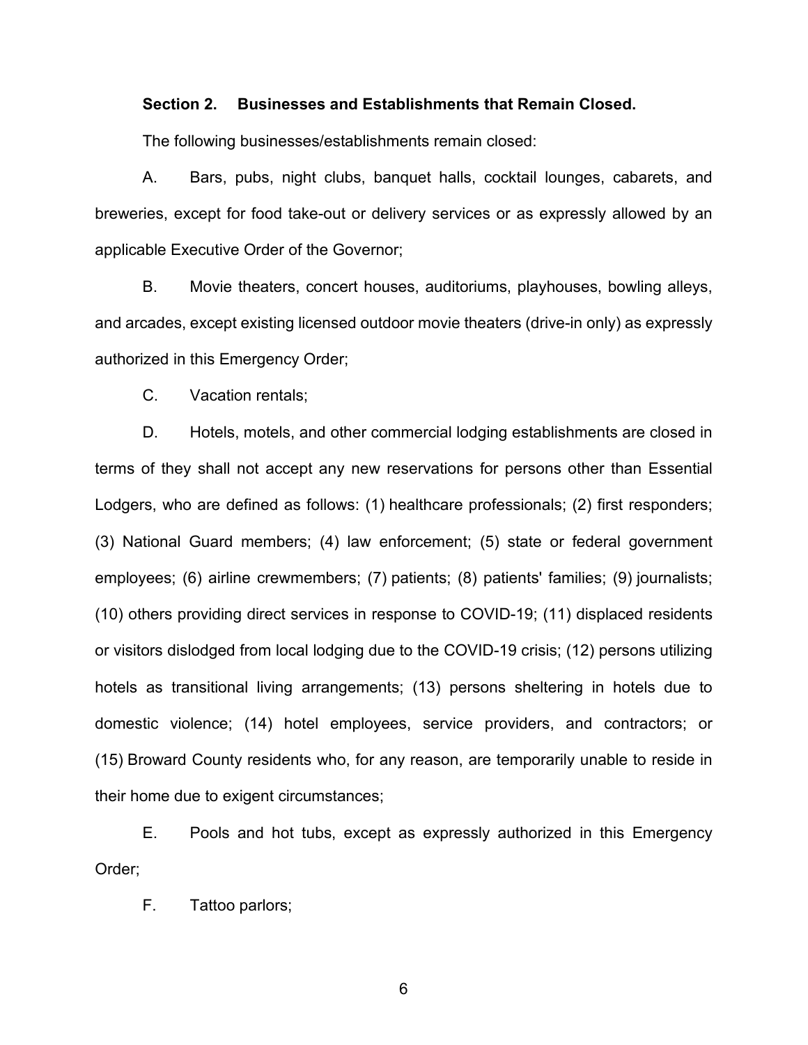**Section 2. Businesses and Establishments that Remain Closed.**

The following businesses/establishments remain closed:

A. Bars, pubs, night clubs, banquet halls, cocktail lounges, cabarets, and breweries, except for food take-out or delivery services or as expressly allowed by an applicable Executive Order of the Governor;

B. Movie theaters, concert houses, auditoriums, playhouses, bowling alleys, and arcades, except existing licensed outdoor movie theaters (drive-in only) as expressly authorized in this Emergency Order;

C. Vacation rentals;

D. Hotels, motels, and other commercial lodging establishments are closed in terms of they shall not accept any new reservations for persons other than Essential Lodgers, who are defined as follows: (1) healthcare professionals; (2) first responders; (3) National Guard members; (4) law enforcement; (5) state or federal government employees; (6) airline crewmembers; (7) patients; (8) patients' families; (9) journalists; (10) others providing direct services in response to COVID-19; (11) displaced residents or visitors dislodged from local lodging due to the COVID-19 crisis; (12) persons utilizing hotels as transitional living arrangements; (13) persons sheltering in hotels due to domestic violence; (14) hotel employees, service providers, and contractors; or (15) Broward County residents who, for any reason, are temporarily unable to reside in their home due to exigent circumstances;

E. Pools and hot tubs, except as expressly authorized in this Emergency Order;

F. Tattoo parlors;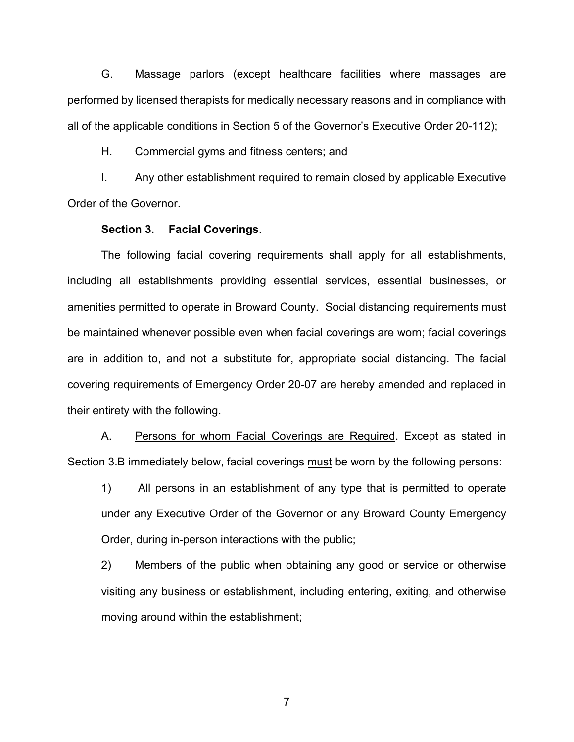G. Massage parlors (except healthcare facilities where massages are performed by licensed therapists for medically necessary reasons and in compliance with all of the applicable conditions in Section 5 of the Governor's Executive Order 20-112);

H. Commercial gyms and fitness centers; and

I. Any other establishment required to remain closed by applicable Executive Order of the Governor.

**Section 3. Facial Coverings**.

The following facial covering requirements shall apply for all establishments, including all establishments providing essential services, essential businesses, or amenities permitted to operate in Broward County. Social distancing requirements must be maintained whenever possible even when facial coverings are worn; facial coverings are in addition to, and not a substitute for, appropriate social distancing. The facial covering requirements of Emergency Order 20-07 are hereby amended and replaced in their entirety with the following.

A. <u>Persons for whom Facial Coverings are Required</u>. Except as stated in Section 3.B immediately below, facial coverings <u>must</u> be worn by the following persons:

1) All persons in an establishment of any type that is permitted to operate under any Executive Order of the Governor or any Broward County Emergency Order, during in-person interactions with the public;

2) Members of the public when obtaining any good or service or otherwise visiting any business or establishment, including entering, exiting, and otherwise moving around within the establishment;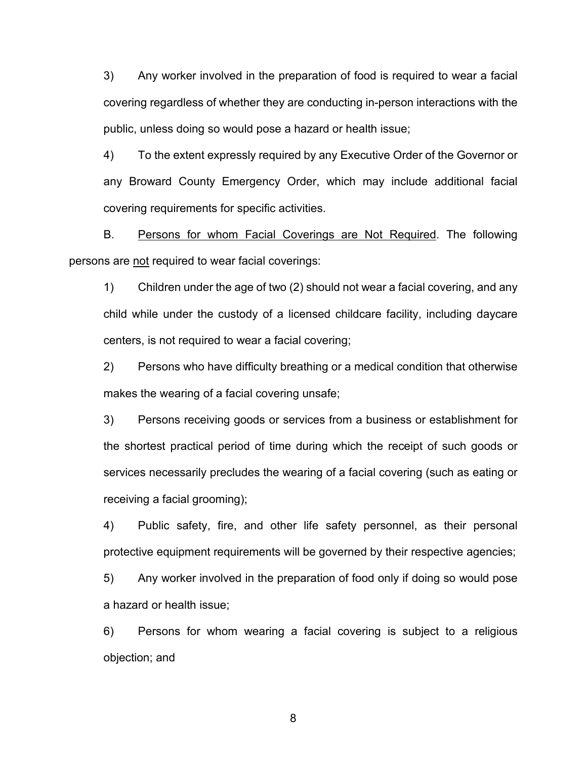3) Any worker involved in the preparation of food is required to wear a facial covering regardless of whether they are conducting in-person interactions with the public, unless doing so would pose a hazard or health issue;

4) To the extent expressly required by any Executive Order of the Governor or any Broward County Emergency Order, which may include additional facial covering requirements for specific activities.

B. <u>Persons for whom Facial Coverings are Not Required</u>. The following persons are <u>not</u> required to wear facial coverings:

1) Children under the age of two (2) should not wear a facial covering, and any child while under the custody of a licensed childcare facility, including daycare centers, is not required to wear a facial covering;

2) Persons who have difficulty breathing or a medical condition that otherwise makes the wearing of a facial covering unsafe;

3) Persons receiving goods or services from a business or establishment for the shortest practical period of time during which the receipt of such goods or services necessarily precludes the wearing of a facial covering (such as eating or receiving a facial grooming);

4) Public safety, fire, and other life safety personnel, as their personal protective equipment requirements will be governed by their respective agencies;

5) Any worker involved in the preparation of food only if doing so would pose a hazard or health issue;

6) Persons for whom wearing a facial covering is subject to a religious objection; and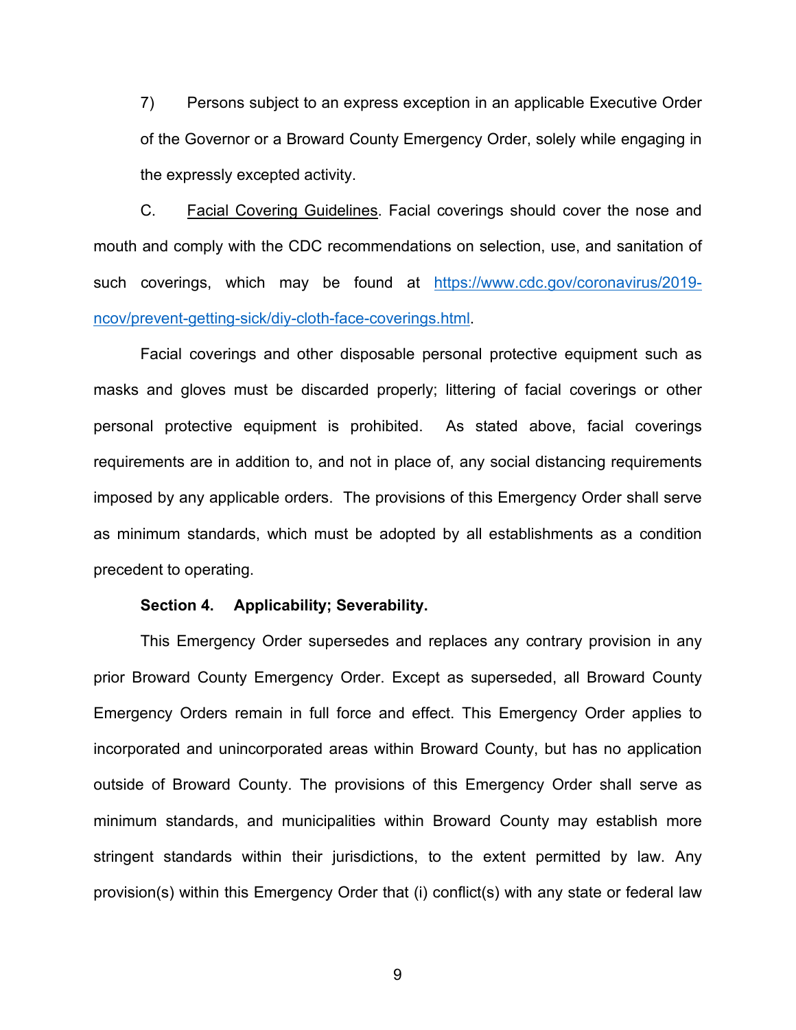7) Persons subject to an express exception in an applicable Executive Order of the Governor or a Broward County Emergency Order, solely while engaging in the expressly excepted activity.

C. Facial Covering Guidelines. Facial coverings should cover the nose and mouth and comply with the CDC recommendations on selection, use, and sanitation of such coverings, which may be found at [https://www.cdc.gov/coronavirus/2019-ncov/prevent-getting-sick/diy-cloth-face-coverings.html](https://www.cdc.gov/coronavirus/2019-ncov/prevent-getting-sick/diy-cloth-face-coverings.html).

Facial coverings and other disposable personal protective equipment such as masks and gloves must be discarded properly; littering of facial coverings or other personal protective equipment is prohibited. As stated above, facial coverings requirements are in addition to, and not in place of, any social distancing requirements imposed by any applicable orders. The provisions of this Emergency Order shall serve as minimum standards, which must be adopted by all establishments as a condition precedent to operating.

**Section 4. Applicability; Severability.**

This Emergency Order supersedes and replaces any contrary provision in any prior Broward County Emergency Order. Except as superseded, all Broward County Emergency Orders remain in full force and effect. This Emergency Order applies to incorporated and unincorporated areas within Broward County, but has no application outside of Broward County. The provisions of this Emergency Order shall serve as minimum standards, and municipalities within Broward County may establish more stringent standards within their jurisdictions, to the extent permitted by law. Any provision(s) within this Emergency Order that (i) conflict(s) with any state or federal law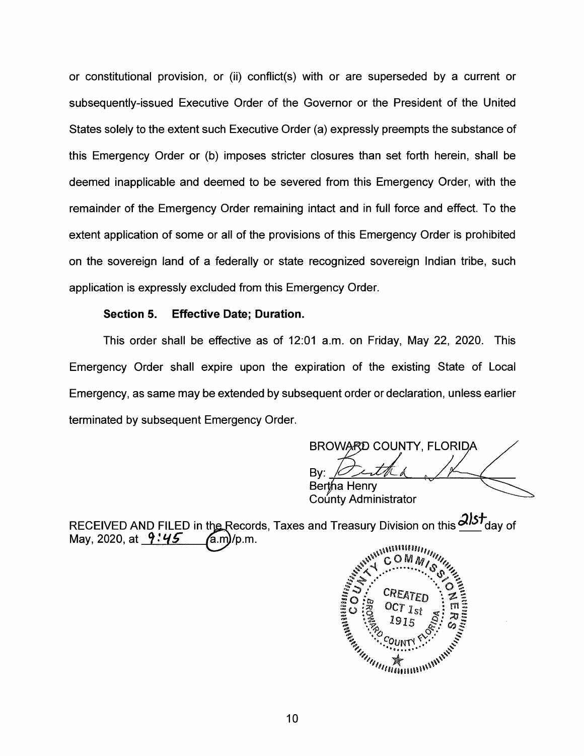or constitutional provision, or (ii) conflict(s) with or are superseded by a current or subsequently-issued Executive Order of the Governor or the President of the United States solely to the extent such Executive Order (a) expressly preempts the substance of this Emergency Order or (b) imposes stricter closures than set forth herein, shall be deemed inapplicable and deemed to be severed from this Emergency Order, with the remainder of the Emergency Order remaining intact and in full force and effect. To the extent application of some or all of the provisions of this Emergency Order is prohibited on the sovereign land of a federally or state recognized sovereign Indian tribe, such application is expressly excluded from this Emergency Order.

**Section 5. Effective Date; Duration.**

This order shall be effective as of 12:01 a.m. on Friday, May 22, 2020. This Emergency Order shall expire upon the expiration of the existing State of Local Emergency, as same may be extended by subsequent order or declaration, unless earlier terminated by subsequent Emergency Order.

BROWARD COUNTY, FLORIDA

By: ______________________
Bertha Henry
County Administrator

RECEIVED AND FILED in the Records, Taxes and Treasury Division on this 21st day of May, 2020, at 9:45 a.m./p.m.

COUNTY COMMISSIONERS
CREATED OCT 1st 1915
BROWARD COUNTY FLORIDA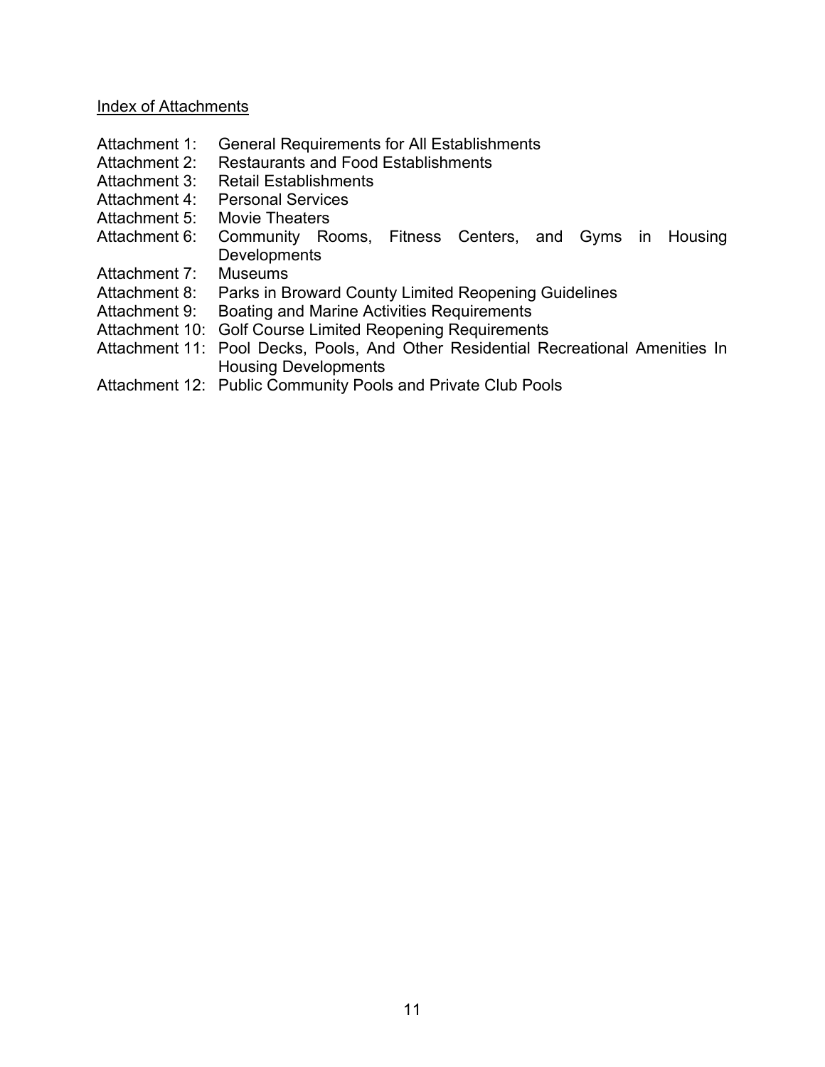<u>Index of Attachments</u>

Attachment 1: General Requirements for All Establishments
Attachment 2: Restaurants and Food Establishments
Attachment 3: Retail Establishments
Attachment 4: Personal Services
Attachment 5: Movie Theaters
Attachment 6: Community Rooms, Fitness Centers, and Gyms in Housing Developments
Attachment 7: Museums
Attachment 8: Parks in Broward County Limited Reopening Guidelines
Attachment 9: Boating and Marine Activities Requirements
Attachment 10: Golf Course Limited Reopening Requirements
Attachment 11: Pool Decks, Pools, And Other Residential Recreational Amenities In Housing Developments
Attachment 12: Public Community Pools and Private Club Pools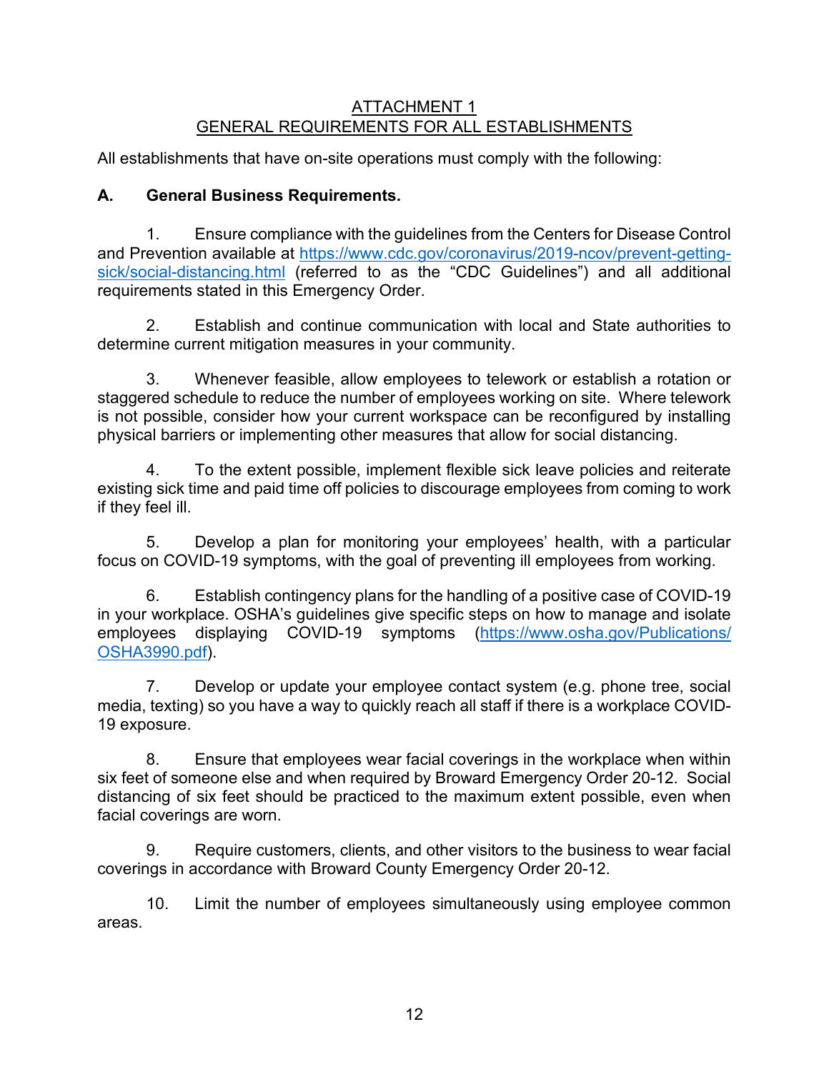# ATTACHMENT 1
## GENERAL REQUIREMENTS FOR ALL ESTABLISHMENTS

All establishments that have on-site operations must comply with the following:

**A. General Business Requirements.**

1. Ensure compliance with the guidelines from the Centers for Disease Control and Prevention available at https://www.cdc.gov/coronavirus/2019-ncov/prevent-getting-sick/social-distancing.html (referred to as the "CDC Guidelines") and all additional requirements stated in this Emergency Order.

2. Establish and continue communication with local and State authorities to determine current mitigation measures in your community.

3. Whenever feasible, allow employees to telework or establish a rotation or staggered schedule to reduce the number of employees working on site. Where telework is not possible, consider how your current workspace can be reconfigured by installing physical barriers or implementing other measures that allow for social distancing.

4. To the extent possible, implement flexible sick leave policies and reiterate existing sick time and paid time off policies to discourage employees from coming to work if they feel ill.

5. Develop a plan for monitoring your employees' health, with a particular focus on COVID-19 symptoms, with the goal of preventing ill employees from working.

6. Establish contingency plans for the handling of a positive case of COVID-19 in your workplace. OSHA's guidelines give specific steps on how to manage and isolate employees displaying COVID-19 symptoms (https://www.osha.gov/Publications/OSHA3990.pdf).

7. Develop or update your employee contact system (e.g. phone tree, social media, texting) so you have a way to quickly reach all staff if there is a workplace COVID-19 exposure.

8. Ensure that employees wear facial coverings in the workplace when within six feet of someone else and when required by Broward Emergency Order 20-12. Social distancing of six feet should be practiced to the maximum extent possible, even when facial coverings are worn.

9. Require customers, clients, and other visitors to the business to wear facial coverings in accordance with Broward County Emergency Order 20-12.

10. Limit the number of employees simultaneously using employee common areas.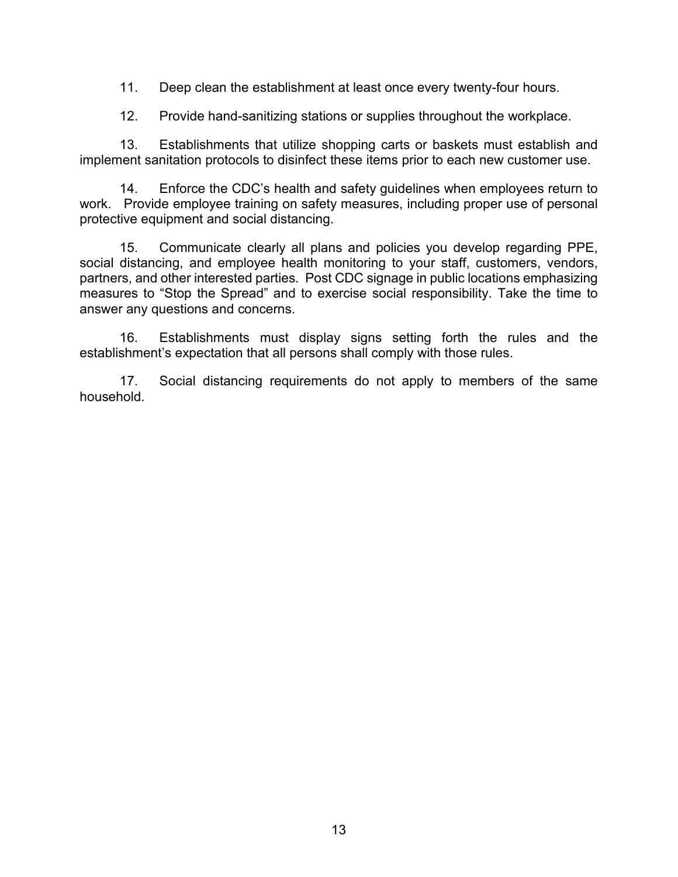11. Deep clean the establishment at least once every twenty-four hours.

12. Provide hand-sanitizing stations or supplies throughout the workplace.

13. Establishments that utilize shopping carts or baskets must establish and implement sanitation protocols to disinfect these items prior to each new customer use.

14. Enforce the CDC's health and safety guidelines when employees return to work. Provide employee training on safety measures, including proper use of personal protective equipment and social distancing.

15. Communicate clearly all plans and policies you develop regarding PPE, social distancing, and employee health monitoring to your staff, customers, vendors, partners, and other interested parties. Post CDC signage in public locations emphasizing measures to "Stop the Spread" and to exercise social responsibility. Take the time to answer any questions and concerns.

16. Establishments must display signs setting forth the rules and the establishment's expectation that all persons shall comply with those rules.

17. Social distancing requirements do not apply to members of the same household.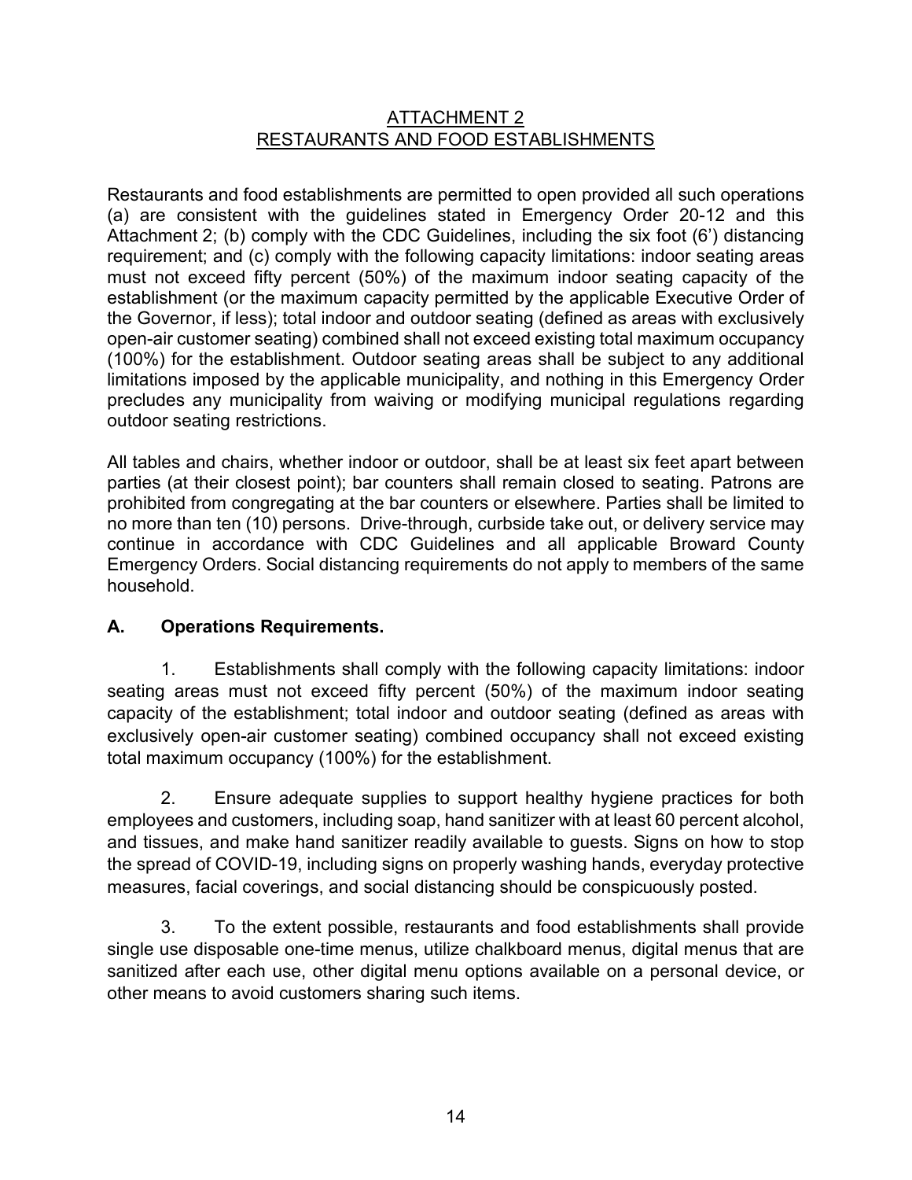## ATTACHMENT 2
## RESTAURANTS AND FOOD ESTABLISHMENTS

Restaurants and food establishments are permitted to open provided all such operations (a) are consistent with the guidelines stated in Emergency Order 20-12 and this Attachment 2; (b) comply with the CDC Guidelines, including the six foot (6') distancing requirement; and (c) comply with the following capacity limitations: indoor seating areas must not exceed fifty percent (50%) of the maximum indoor seating capacity of the establishment (or the maximum capacity permitted by the applicable Executive Order of the Governor, if less); total indoor and outdoor seating (defined as areas with exclusively open-air customer seating) combined shall not exceed existing total maximum occupancy (100%) for the establishment. Outdoor seating areas shall be subject to any additional limitations imposed by the applicable municipality, and nothing in this Emergency Order precludes any municipality from waiving or modifying municipal regulations regarding outdoor seating restrictions.

All tables and chairs, whether indoor or outdoor, shall be at least six feet apart between parties (at their closest point); bar counters shall remain closed to seating. Patrons are prohibited from congregating at the bar counters or elsewhere. Parties shall be limited to no more than ten (10) persons. Drive-through, curbside take out, or delivery service may continue in accordance with CDC Guidelines and all applicable Broward County Emergency Orders. Social distancing requirements do not apply to members of the same household.

### A. Operations Requirements.

1. Establishments shall comply with the following capacity limitations: indoor seating areas must not exceed fifty percent (50%) of the maximum indoor seating capacity of the establishment; total indoor and outdoor seating (defined as areas with exclusively open-air customer seating) combined occupancy shall not exceed existing total maximum occupancy (100%) for the establishment.

2. Ensure adequate supplies to support healthy hygiene practices for both employees and customers, including soap, hand sanitizer with at least 60 percent alcohol, and tissues, and make hand sanitizer readily available to guests. Signs on how to stop the spread of COVID-19, including signs on properly washing hands, everyday protective measures, facial coverings, and social distancing should be conspicuously posted.

3. To the extent possible, restaurants and food establishments shall provide single use disposable one-time menus, utilize chalkboard menus, digital menus that are sanitized after each use, other digital menu options available on a personal device, or other means to avoid customers sharing such items.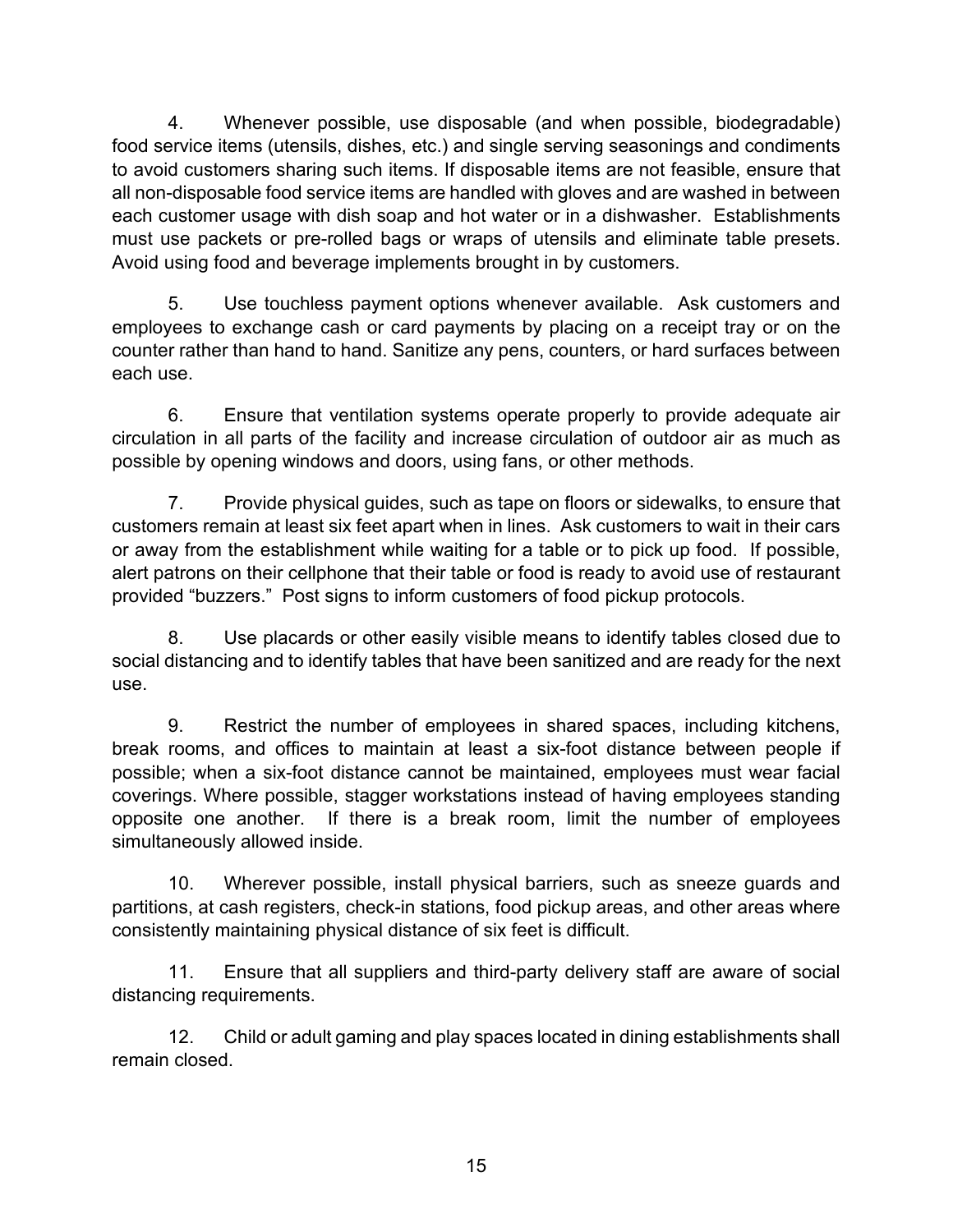4. Whenever possible, use disposable (and when possible, biodegradable) food service items (utensils, dishes, etc.) and single serving seasonings and condiments to avoid customers sharing such items. If disposable items are not feasible, ensure that all non-disposable food service items are handled with gloves and are washed in between each customer usage with dish soap and hot water or in a dishwasher. Establishments must use packets or pre-rolled bags or wraps of utensils and eliminate table presets. Avoid using food and beverage implements brought in by customers.

5. Use touchless payment options whenever available. Ask customers and employees to exchange cash or card payments by placing on a receipt tray or on the counter rather than hand to hand. Sanitize any pens, counters, or hard surfaces between each use.

6. Ensure that ventilation systems operate properly to provide adequate air circulation in all parts of the facility and increase circulation of outdoor air as much as possible by opening windows and doors, using fans, or other methods.

7. Provide physical guides, such as tape on floors or sidewalks, to ensure that customers remain at least six feet apart when in lines. Ask customers to wait in their cars or away from the establishment while waiting for a table or to pick up food. If possible, alert patrons on their cellphone that their table or food is ready to avoid use of restaurant provided "buzzers." Post signs to inform customers of food pickup protocols.

8. Use placards or other easily visible means to identify tables closed due to social distancing and to identify tables that have been sanitized and are ready for the next use.

9. Restrict the number of employees in shared spaces, including kitchens, break rooms, and offices to maintain at least a six-foot distance between people if possible; when a six-foot distance cannot be maintained, employees must wear facial coverings. Where possible, stagger workstations instead of having employees standing opposite one another. If there is a break room, limit the number of employees simultaneously allowed inside.

10. Wherever possible, install physical barriers, such as sneeze guards and partitions, at cash registers, check-in stations, food pickup areas, and other areas where consistently maintaining physical distance of six feet is difficult.

11. Ensure that all suppliers and third-party delivery staff are aware of social distancing requirements.

12. Child or adult gaming and play spaces located in dining establishments shall remain closed.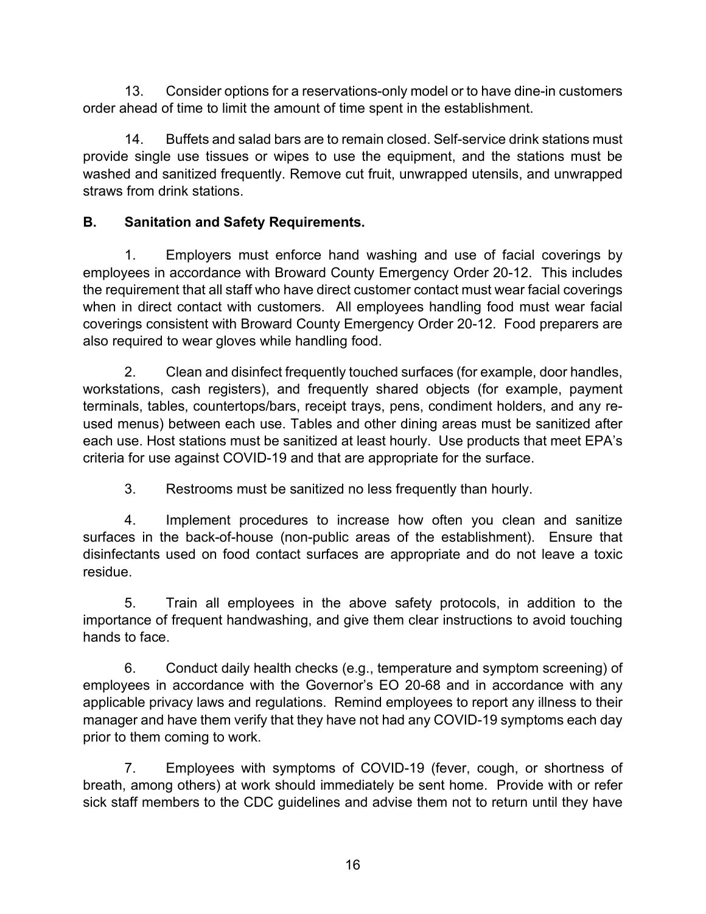13. Consider options for a reservations-only model or to have dine-in customers order ahead of time to limit the amount of time spent in the establishment.

14. Buffets and salad bars are to remain closed. Self-service drink stations must provide single use tissues or wipes to use the equipment, and the stations must be washed and sanitized frequently. Remove cut fruit, unwrapped utensils, and unwrapped straws from drink stations.

**B. Sanitation and Safety Requirements.**

1. Employers must enforce hand washing and use of facial coverings by employees in accordance with Broward County Emergency Order 20-12. This includes the requirement that all staff who have direct customer contact must wear facial coverings when in direct contact with customers. All employees handling food must wear facial coverings consistent with Broward County Emergency Order 20-12. Food preparers are also required to wear gloves while handling food.

2. Clean and disinfect frequently touched surfaces (for example, door handles, workstations, cash registers), and frequently shared objects (for example, payment terminals, tables, countertops/bars, receipt trays, pens, condiment holders, and any re-used menus) between each use. Tables and other dining areas must be sanitized after each use. Host stations must be sanitized at least hourly. Use products that meet EPA's criteria for use against COVID-19 and that are appropriate for the surface.

3. Restrooms must be sanitized no less frequently than hourly.

4. Implement procedures to increase how often you clean and sanitize surfaces in the back-of-house (non-public areas of the establishment). Ensure that disinfectants used on food contact surfaces are appropriate and do not leave a toxic residue.

5. Train all employees in the above safety protocols, in addition to the importance of frequent handwashing, and give them clear instructions to avoid touching hands to face.

6. Conduct daily health checks (e.g., temperature and symptom screening) of employees in accordance with the Governor's EO 20-68 and in accordance with any applicable privacy laws and regulations. Remind employees to report any illness to their manager and have them verify that they have not had any COVID-19 symptoms each day prior to them coming to work.

7. Employees with symptoms of COVID-19 (fever, cough, or shortness of breath, among others) at work should immediately be sent home. Provide with or refer sick staff members to the CDC guidelines and advise them not to return until they have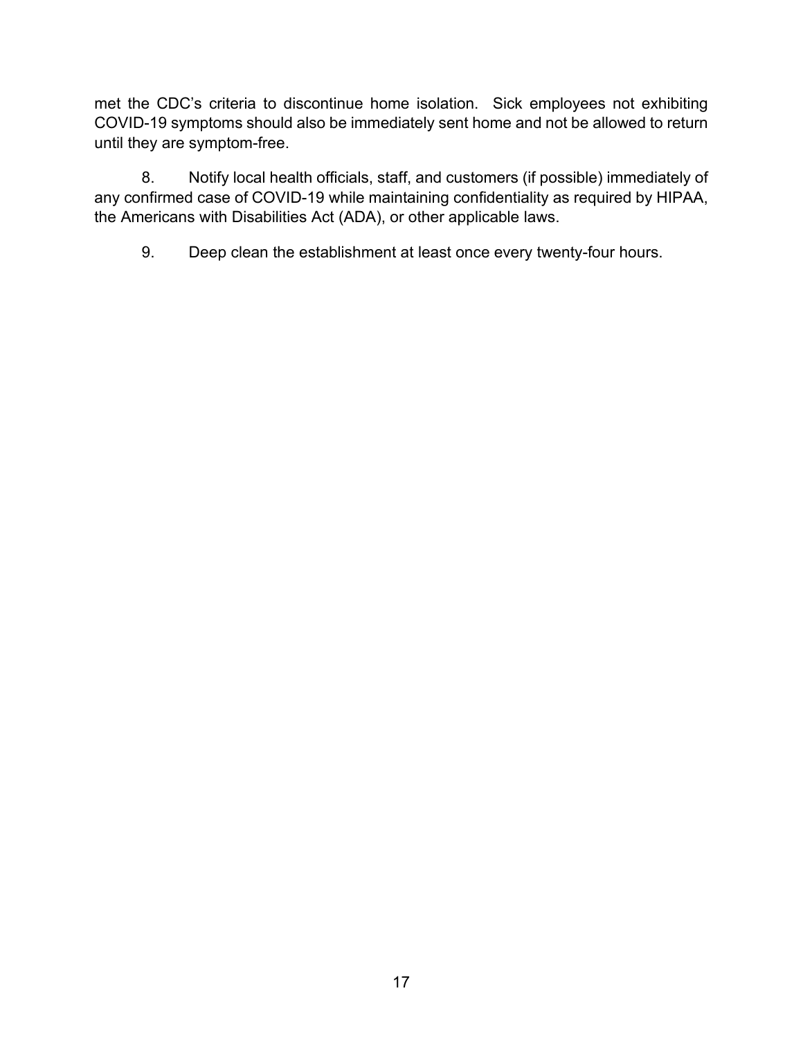met the CDC's criteria to discontinue home isolation. Sick employees not exhibiting COVID-19 symptoms should also be immediately sent home and not be allowed to return until they are symptom-free.

8. Notify local health officials, staff, and customers (if possible) immediately of any confirmed case of COVID-19 while maintaining confidentiality as required by HIPAA, the Americans with Disabilities Act (ADA), or other applicable laws.

9. Deep clean the establishment at least once every twenty-four hours.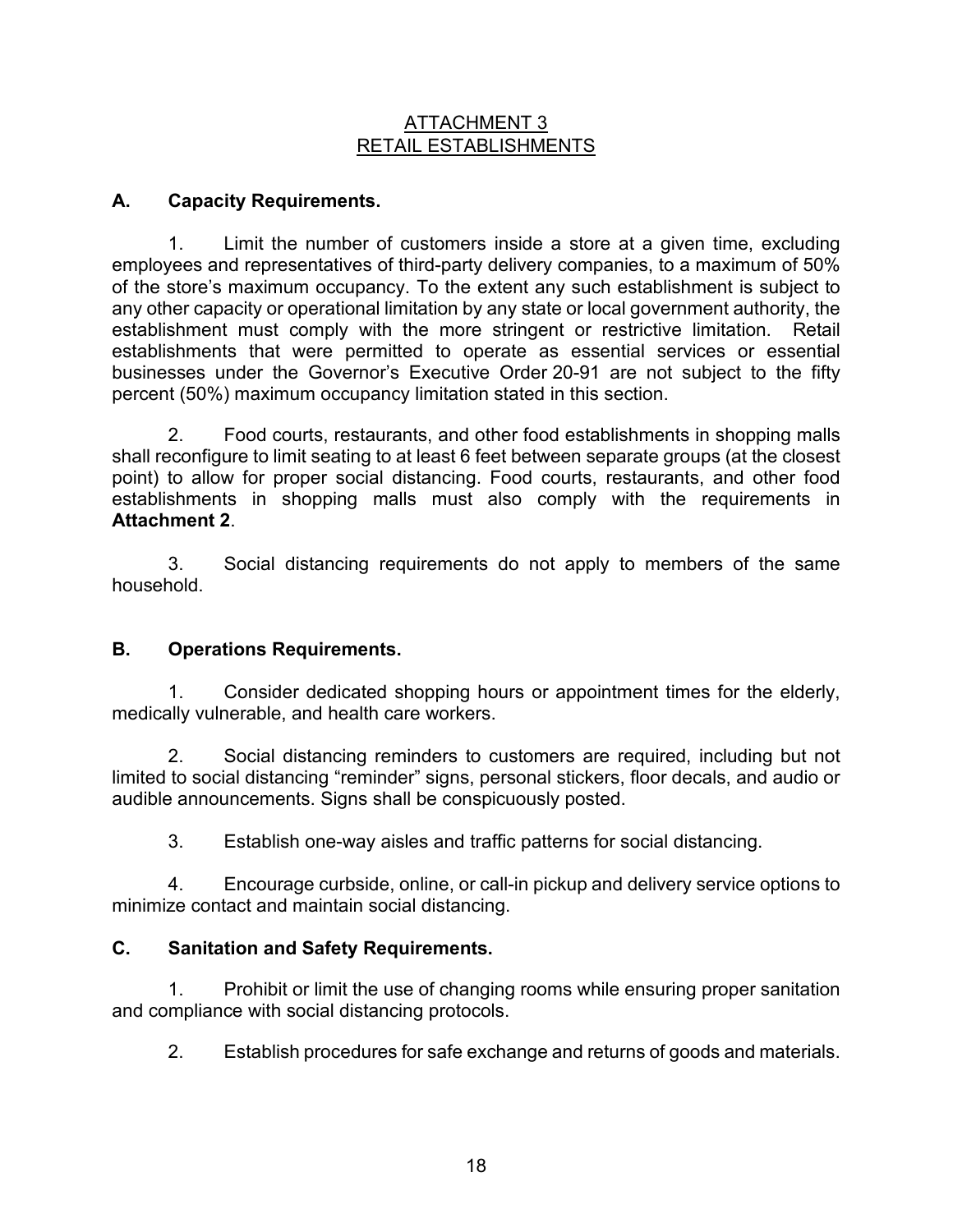## ATTACHMENT 3
## RETAIL ESTABLISHMENTS

### A. Capacity Requirements.

1. Limit the number of customers inside a store at a given time, excluding employees and representatives of third-party delivery companies, to a maximum of 50% of the store's maximum occupancy. To the extent any such establishment is subject to any other capacity or operational limitation by any state or local government authority, the establishment must comply with the more stringent or restrictive limitation. Retail establishments that were permitted to operate as essential services or essential businesses under the Governor's Executive Order 20-91 are not subject to the fifty percent (50%) maximum occupancy limitation stated in this section.

2. Food courts, restaurants, and other food establishments in shopping malls shall reconfigure to limit seating to at least 6 feet between separate groups (at the closest point) to allow for proper social distancing. Food courts, restaurants, and other food establishments in shopping malls must also comply with the requirements in **Attachment 2**.

3. Social distancing requirements do not apply to members of the same household.

### B. Operations Requirements.

1. Consider dedicated shopping hours or appointment times for the elderly, medically vulnerable, and health care workers.

2. Social distancing reminders to customers are required, including but not limited to social distancing "reminder" signs, personal stickers, floor decals, and audio or audible announcements. Signs shall be conspicuously posted.

3. Establish one-way aisles and traffic patterns for social distancing.

4. Encourage curbside, online, or call-in pickup and delivery service options to minimize contact and maintain social distancing.

### C. Sanitation and Safety Requirements.

1. Prohibit or limit the use of changing rooms while ensuring proper sanitation and compliance with social distancing protocols.

2. Establish procedures for safe exchange and returns of goods and materials.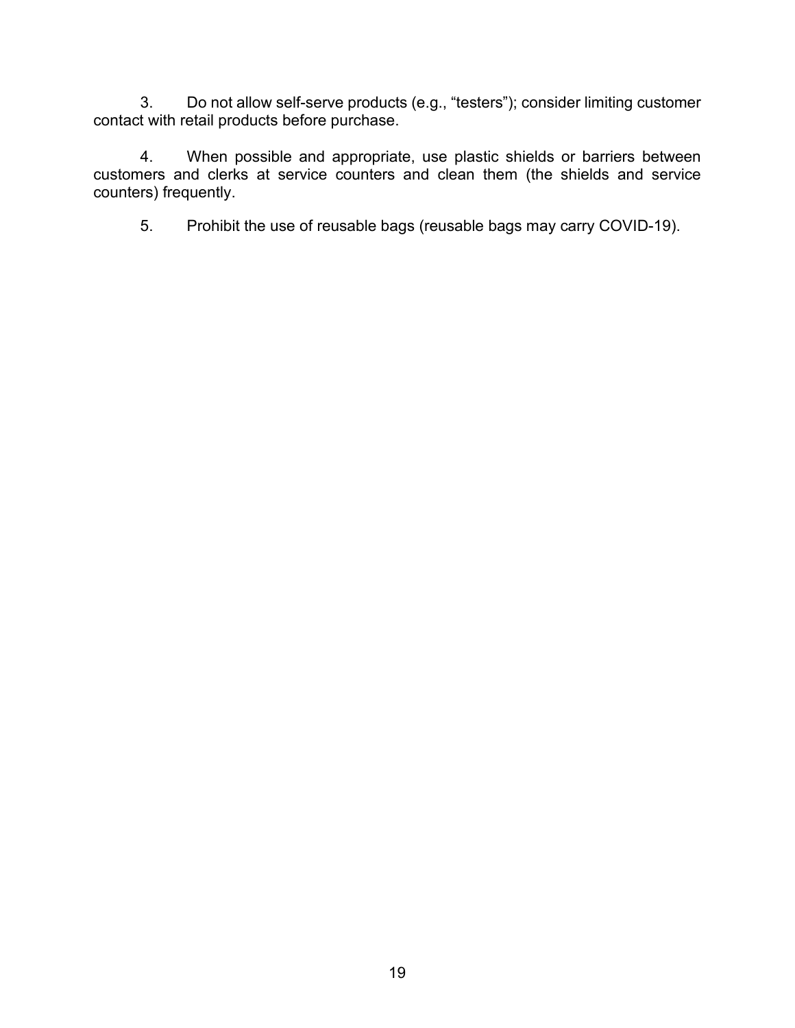3. Do not allow self-serve products (e.g., “testers”); consider limiting customer contact with retail products before purchase.

4. When possible and appropriate, use plastic shields or barriers between customers and clerks at service counters and clean them (the shields and service counters) frequently.

5. Prohibit the use of reusable bags (reusable bags may carry COVID-19).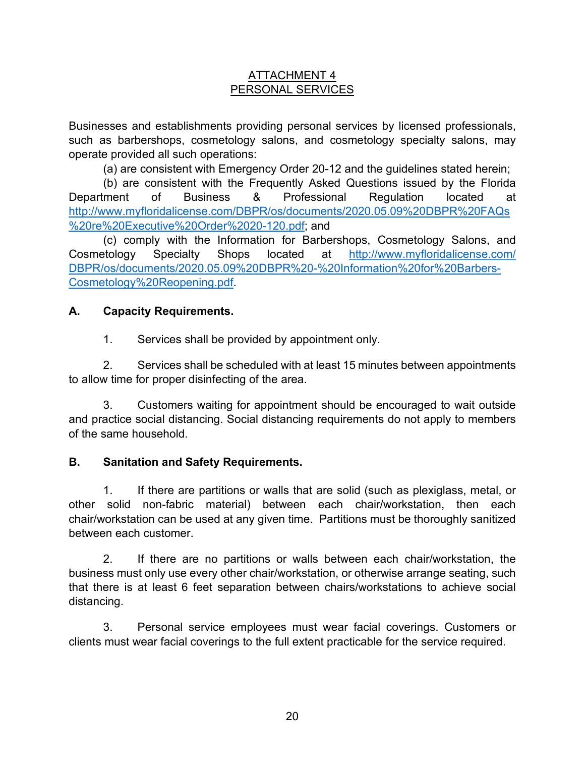## ATTACHMENT 4
## PERSONAL SERVICES

Businesses and establishments providing personal services by licensed professionals, such as barbershops, cosmetology salons, and cosmetology specialty salons, may operate provided all such operations:

(a) are consistent with Emergency Order 20-12 and the guidelines stated herein;

(b) are consistent with the Frequently Asked Questions issued by the Florida Department of Business & Professional Regulation located at [http://www.myfloridalicense.com/DBPR/os/documents/2020.05.09%20DBPR%20FAQs%20re%20Executive%20Order%2020-120.pdf](http://www.myfloridalicense.com/DBPR/os/documents/2020.05.09%20DBPR%20FAQs%20re%20Executive%20Order%2020-120.pdf); and

(c) comply with the Information for Barbershops, Cosmetology Salons, and Cosmetology Specialty Shops located at [http://www.myfloridalicense.com/DBPR/os/documents/2020.05.09%20DBPR%20-%20Information%20for%20Barbers-Cosmetology%20Reopening.pdf](http://www.myfloridalicense.com/DBPR/os/documents/2020.05.09%20DBPR%20-%20Information%20for%20Barbers-Cosmetology%20Reopening.pdf).

**A. Capacity Requirements.**

1. Services shall be provided by appointment only.

2. Services shall be scheduled with at least 15 minutes between appointments to allow time for proper disinfecting of the area.

3. Customers waiting for appointment should be encouraged to wait outside and practice social distancing. Social distancing requirements do not apply to members of the same household.

**B. Sanitation and Safety Requirements.**

1. If there are partitions or walls that are solid (such as plexiglass, metal, or other solid non-fabric material) between each chair/workstation, then each chair/workstation can be used at any given time. Partitions must be thoroughly sanitized between each customer.

2. If there are no partitions or walls between each chair/workstation, the business must only use every other chair/workstation, or otherwise arrange seating, such that there is at least 6 feet separation between chairs/workstations to achieve social distancing.

3. Personal service employees must wear facial coverings. Customers or clients must wear facial coverings to the full extent practicable for the service required.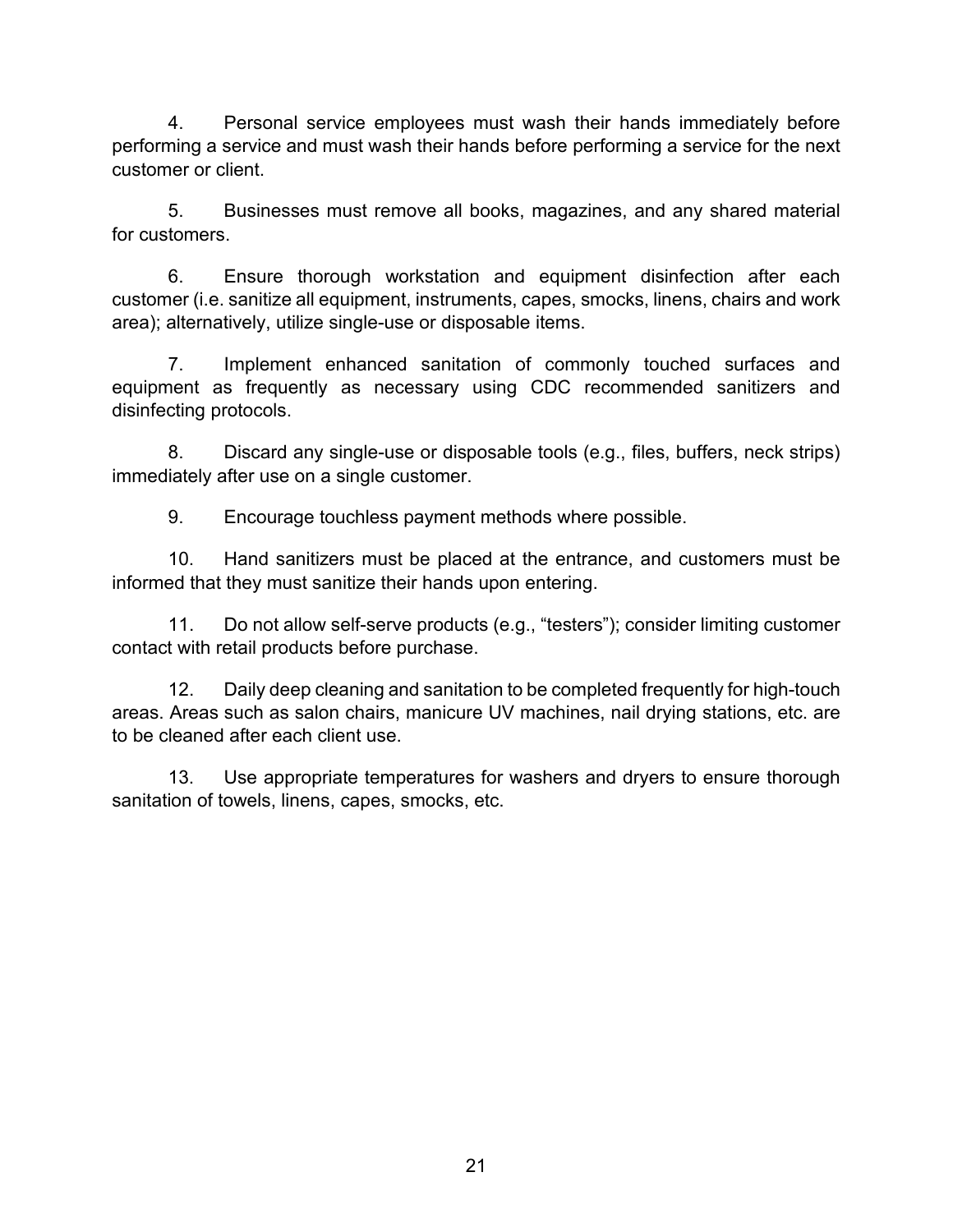4. Personal service employees must wash their hands immediately before performing a service and must wash their hands before performing a service for the next customer or client.

5. Businesses must remove all books, magazines, and any shared material for customers.

6. Ensure thorough workstation and equipment disinfection after each customer (i.e. sanitize all equipment, instruments, capes, smocks, linens, chairs and work area); alternatively, utilize single-use or disposable items.

7. Implement enhanced sanitation of commonly touched surfaces and equipment as frequently as necessary using CDC recommended sanitizers and disinfecting protocols.

8. Discard any single-use or disposable tools (e.g., files, buffers, neck strips) immediately after use on a single customer.

9. Encourage touchless payment methods where possible.

10. Hand sanitizers must be placed at the entrance, and customers must be informed that they must sanitize their hands upon entering.

11. Do not allow self-serve products (e.g., "testers"); consider limiting customer contact with retail products before purchase.

12. Daily deep cleaning and sanitation to be completed frequently for high-touch areas. Areas such as salon chairs, manicure UV machines, nail drying stations, etc. are to be cleaned after each client use.

13. Use appropriate temperatures for washers and dryers to ensure thorough sanitation of towels, linens, capes, smocks, etc.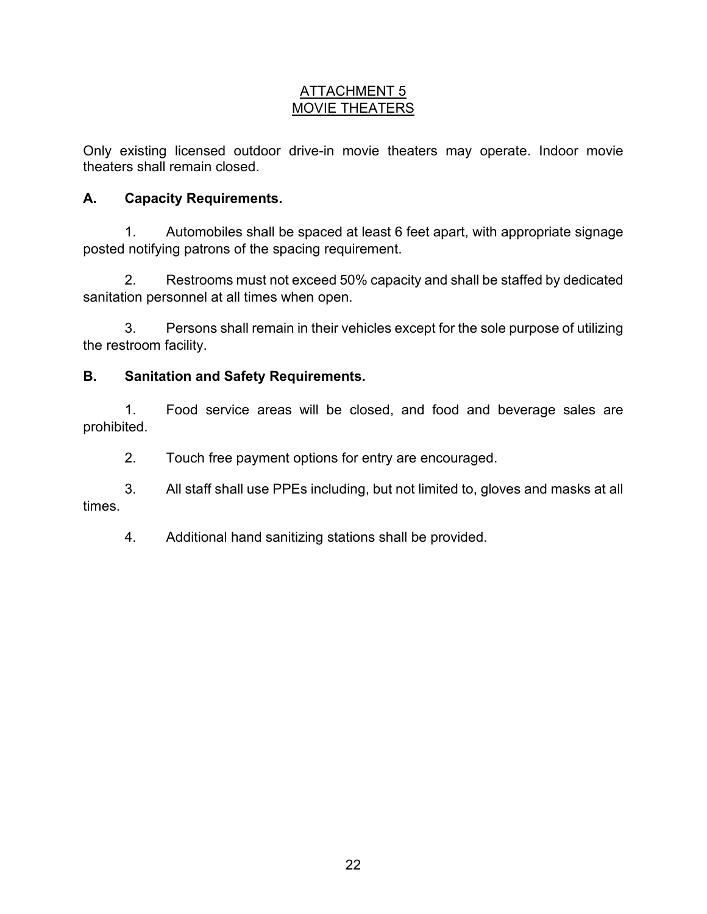# ATTACHMENT 5
# MOVIE THEATERS

Only existing licensed outdoor drive-in movie theaters may operate. Indoor movie theaters shall remain closed.

## A. Capacity Requirements.

1. Automobiles shall be spaced at least 6 feet apart, with appropriate signage posted notifying patrons of the spacing requirement.

2. Restrooms must not exceed 50% capacity and shall be staffed by dedicated sanitation personnel at all times when open.

3. Persons shall remain in their vehicles except for the sole purpose of utilizing the restroom facility.

## B. Sanitation and Safety Requirements.

1. Food service areas will be closed, and food and beverage sales are prohibited.

2. Touch free payment options for entry are encouraged.

3. All staff shall use PPEs including, but not limited to, gloves and masks at all times.

4. Additional hand sanitizing stations shall be provided.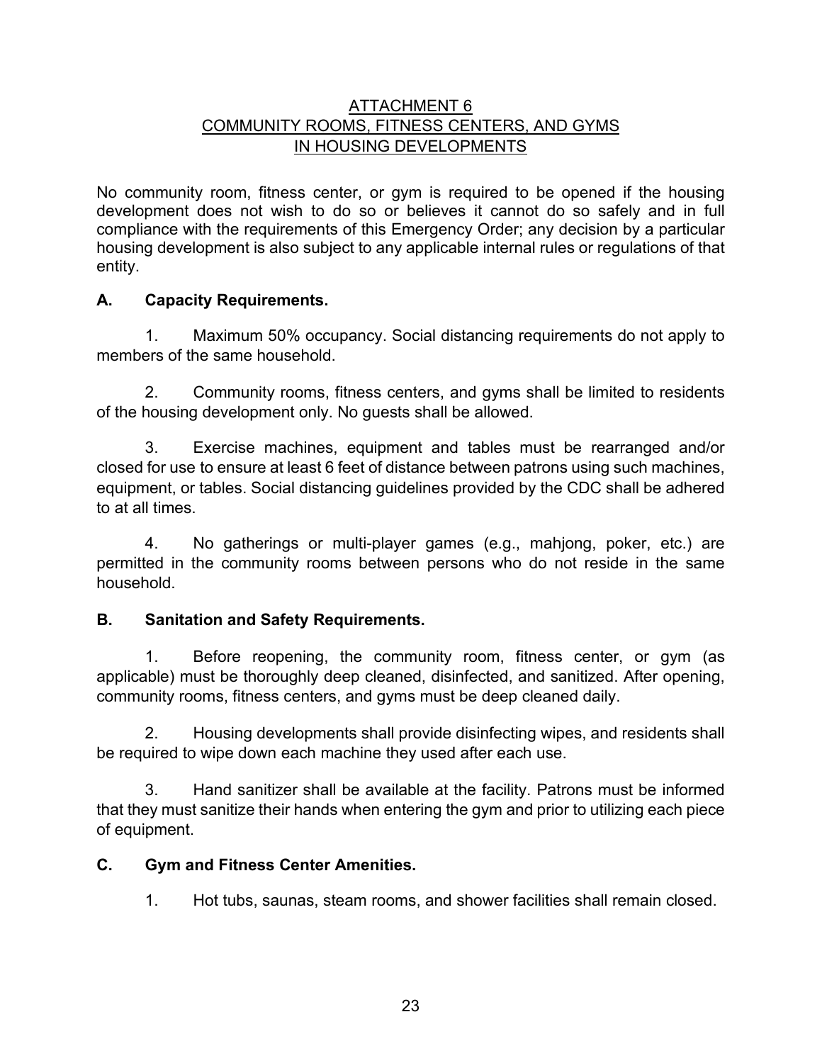# ATTACHMENT 6
# COMMUNITY ROOMS, FITNESS CENTERS, AND GYMS IN HOUSING DEVELOPMENTS

No community room, fitness center, or gym is required to be opened if the housing development does not wish to do so or believes it cannot do so safely and in full compliance with the requirements of this Emergency Order; any decision by a particular housing development is also subject to any applicable internal rules or regulations of that entity.

## A. Capacity Requirements.

1. Maximum 50% occupancy. Social distancing requirements do not apply to members of the same household.

2. Community rooms, fitness centers, and gyms shall be limited to residents of the housing development only. No guests shall be allowed.

3. Exercise machines, equipment and tables must be rearranged and/or closed for use to ensure at least 6 feet of distance between patrons using such machines, equipment, or tables. Social distancing guidelines provided by the CDC shall be adhered to at all times.

4. No gatherings or multi-player games (e.g., mahjong, poker, etc.) are permitted in the community rooms between persons who do not reside in the same household.

## B. Sanitation and Safety Requirements.

1. Before reopening, the community room, fitness center, or gym (as applicable) must be thoroughly deep cleaned, disinfected, and sanitized. After opening, community rooms, fitness centers, and gyms must be deep cleaned daily.

2. Housing developments shall provide disinfecting wipes, and residents shall be required to wipe down each machine they used after each use.

3. Hand sanitizer shall be available at the facility. Patrons must be informed that they must sanitize their hands when entering the gym and prior to utilizing each piece of equipment.

## C. Gym and Fitness Center Amenities.

1. Hot tubs, saunas, steam rooms, and shower facilities shall remain closed.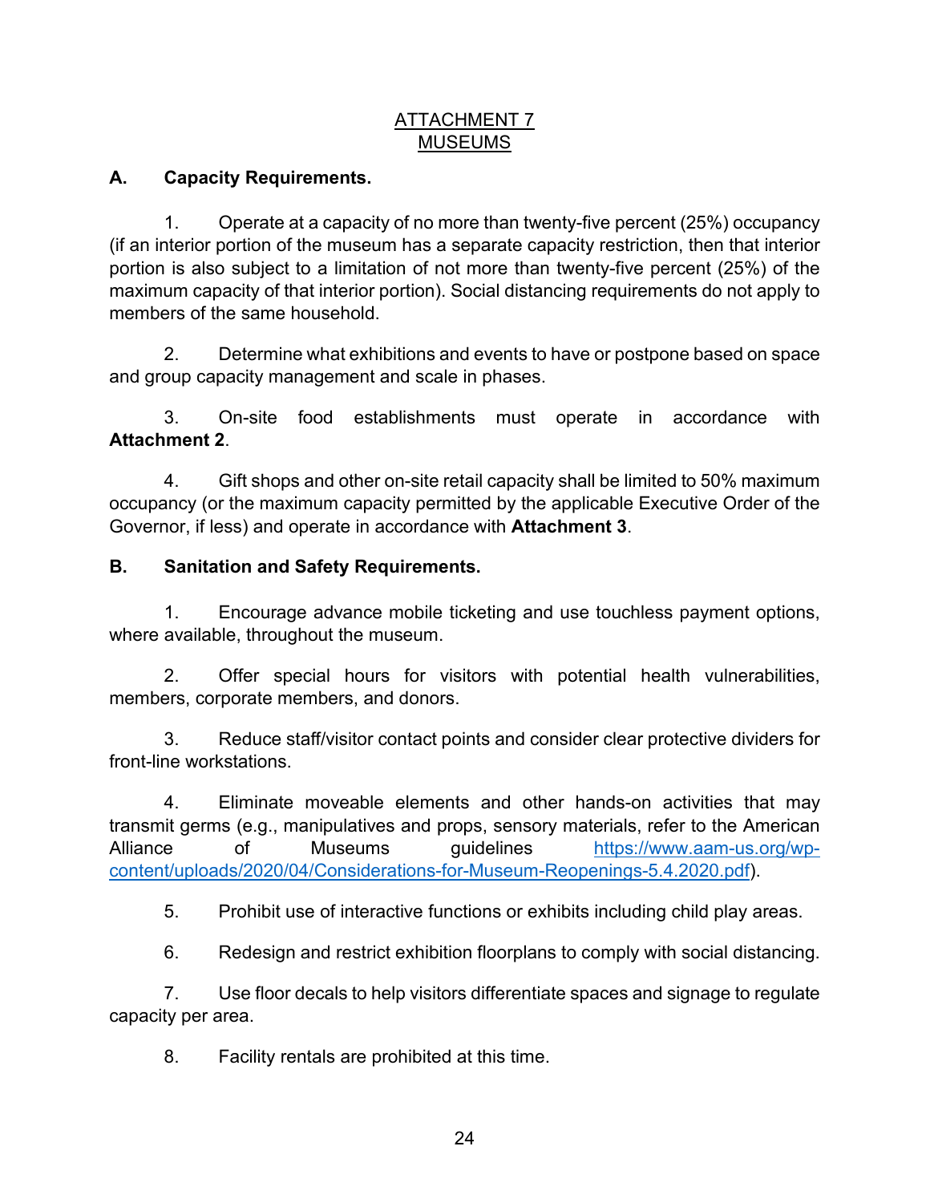# ATTACHMENT 7
# MUSEUMS

## A. Capacity Requirements.

1. Operate at a capacity of no more than twenty-five percent (25%) occupancy (if an interior portion of the museum has a separate capacity restriction, then that interior portion is also subject to a limitation of not more than twenty-five percent (25%) of the maximum capacity of that interior portion). Social distancing requirements do not apply to members of the same household.

2. Determine what exhibitions and events to have or postpone based on space and group capacity management and scale in phases.

3. On-site food establishments must operate in accordance with **Attachment 2**.

4. Gift shops and other on-site retail capacity shall be limited to 50% maximum occupancy (or the maximum capacity permitted by the applicable Executive Order of the Governor, if less) and operate in accordance with **Attachment 3**.

## B. Sanitation and Safety Requirements.

1. Encourage advance mobile ticketing and use touchless payment options, where available, throughout the museum.

2. Offer special hours for visitors with potential health vulnerabilities, members, corporate members, and donors.

3. Reduce staff/visitor contact points and consider clear protective dividers for front-line workstations.

4. Eliminate moveable elements and other hands-on activities that may transmit germs (e.g., manipulatives and props, sensory materials, refer to the American Alliance of Museums guidelines [https://www.aam-us.org/wp-content/uploads/2020/04/Considerations-for-Museum-Reopenings-5.4.2020.pdf](https://www.aam-us.org/wp-content/uploads/2020/04/Considerations-for-Museum-Reopenings-5.4.2020.pdf)).

5. Prohibit use of interactive functions or exhibits including child play areas.

6. Redesign and restrict exhibition floorplans to comply with social distancing.

7. Use floor decals to help visitors differentiate spaces and signage to regulate capacity per area.

8. Facility rentals are prohibited at this time.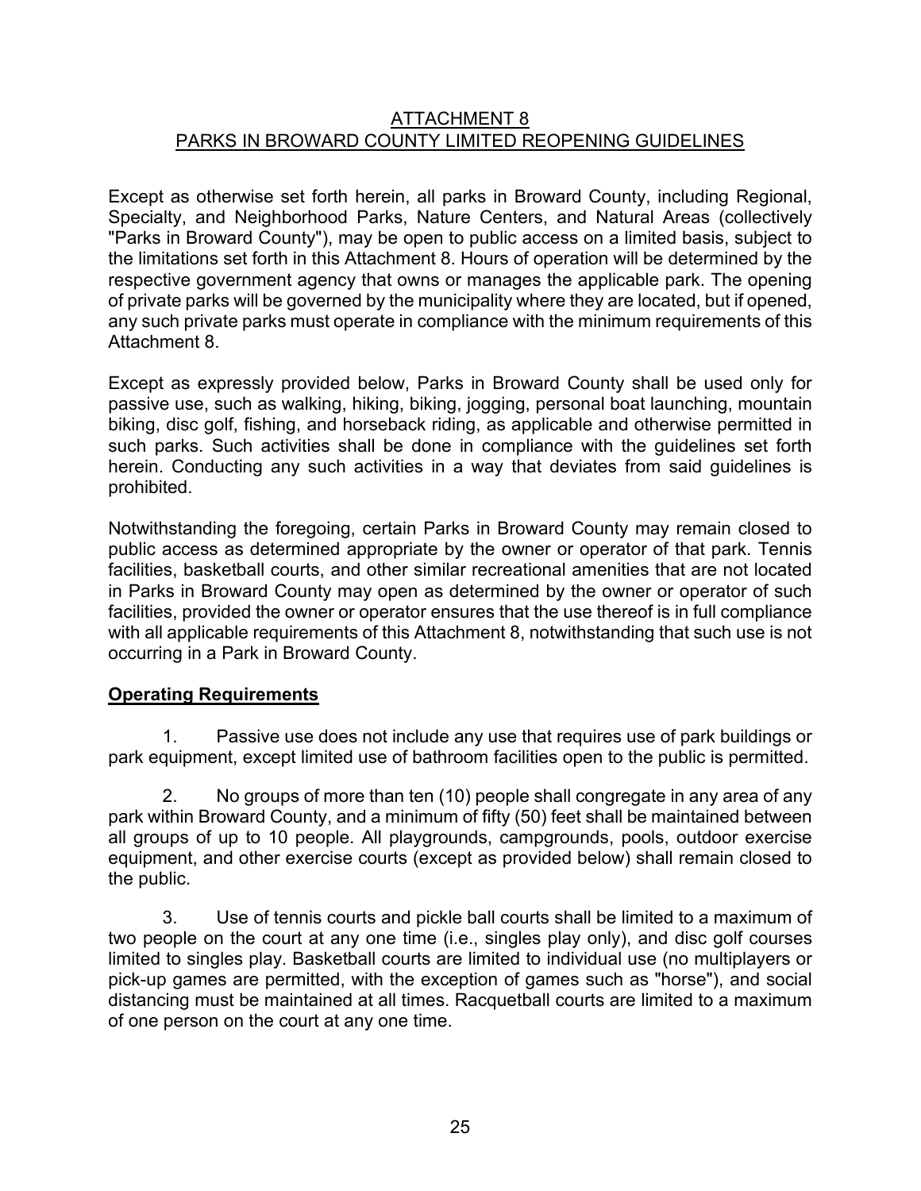# ATTACHMENT 8
## PARKS IN BROWARD COUNTY LIMITED REOPENING GUIDELINES

Except as otherwise set forth herein, all parks in Broward County, including Regional, Specialty, and Neighborhood Parks, Nature Centers, and Natural Areas (collectively "Parks in Broward County"), may be open to public access on a limited basis, subject to the limitations set forth in this Attachment 8. Hours of operation will be determined by the respective government agency that owns or manages the applicable park. The opening of private parks will be governed by the municipality where they are located, but if opened, any such private parks must operate in compliance with the minimum requirements of this Attachment 8.

Except as expressly provided below, Parks in Broward County shall be used only for passive use, such as walking, hiking, biking, jogging, personal boat launching, mountain biking, disc golf, fishing, and horseback riding, as applicable and otherwise permitted in such parks. Such activities shall be done in compliance with the guidelines set forth herein. Conducting any such activities in a way that deviates from said guidelines is prohibited.

Notwithstanding the foregoing, certain Parks in Broward County may remain closed to public access as determined appropriate by the owner or operator of that park. Tennis facilities, basketball courts, and other similar recreational amenities that are not located in Parks in Broward County may open as determined by the owner or operator of such facilities, provided the owner or operator ensures that the use thereof is in full compliance with all applicable requirements of this Attachment 8, notwithstanding that such use is not occurring in a Park in Broward County.

### Operating Requirements

1. Passive use does not include any use that requires use of park buildings or park equipment, except limited use of bathroom facilities open to the public is permitted.

2. No groups of more than ten (10) people shall congregate in any area of any park within Broward County, and a minimum of fifty (50) feet shall be maintained between all groups of up to 10 people. All playgrounds, campgrounds, pools, outdoor exercise equipment, and other exercise courts (except as provided below) shall remain closed to the public.

3. Use of tennis courts and pickle ball courts shall be limited to a maximum of two people on the court at any one time (i.e., singles play only), and disc golf courses limited to singles play. Basketball courts are limited to individual use (no multiplayers or pick-up games are permitted, with the exception of games such as "horse"), and social distancing must be maintained at all times. Racquetball courts are limited to a maximum of one person on the court at any one time.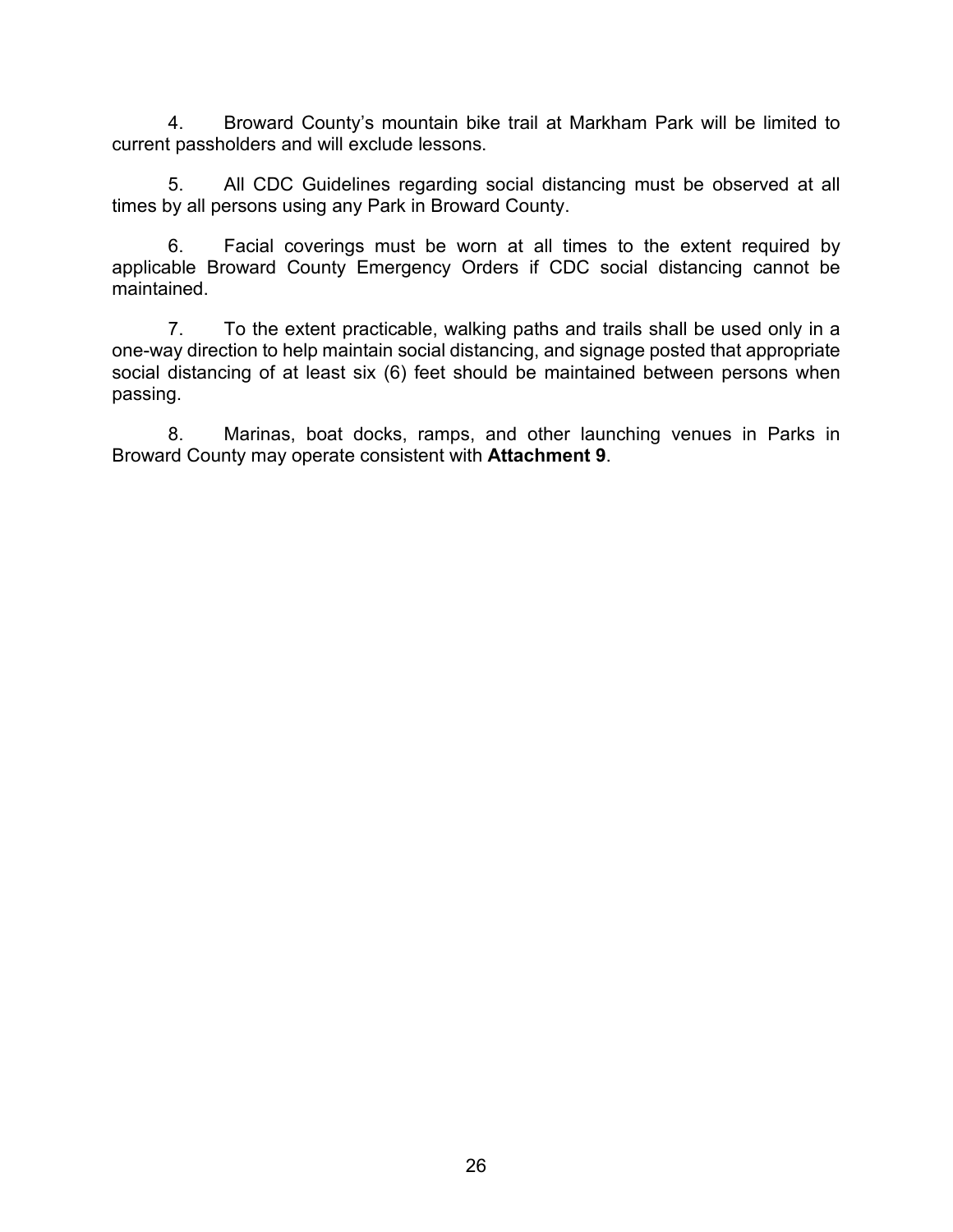4. Broward County's mountain bike trail at Markham Park will be limited to current passholders and will exclude lessons.

5. All CDC Guidelines regarding social distancing must be observed at all times by all persons using any Park in Broward County.

6. Facial coverings must be worn at all times to the extent required by applicable Broward County Emergency Orders if CDC social distancing cannot be maintained.

7. To the extent practicable, walking paths and trails shall be used only in a one-way direction to help maintain social distancing, and signage posted that appropriate social distancing of at least six (6) feet should be maintained between persons when passing.

8. Marinas, boat docks, ramps, and other launching venues in Parks in Broward County may operate consistent with **Attachment 9**.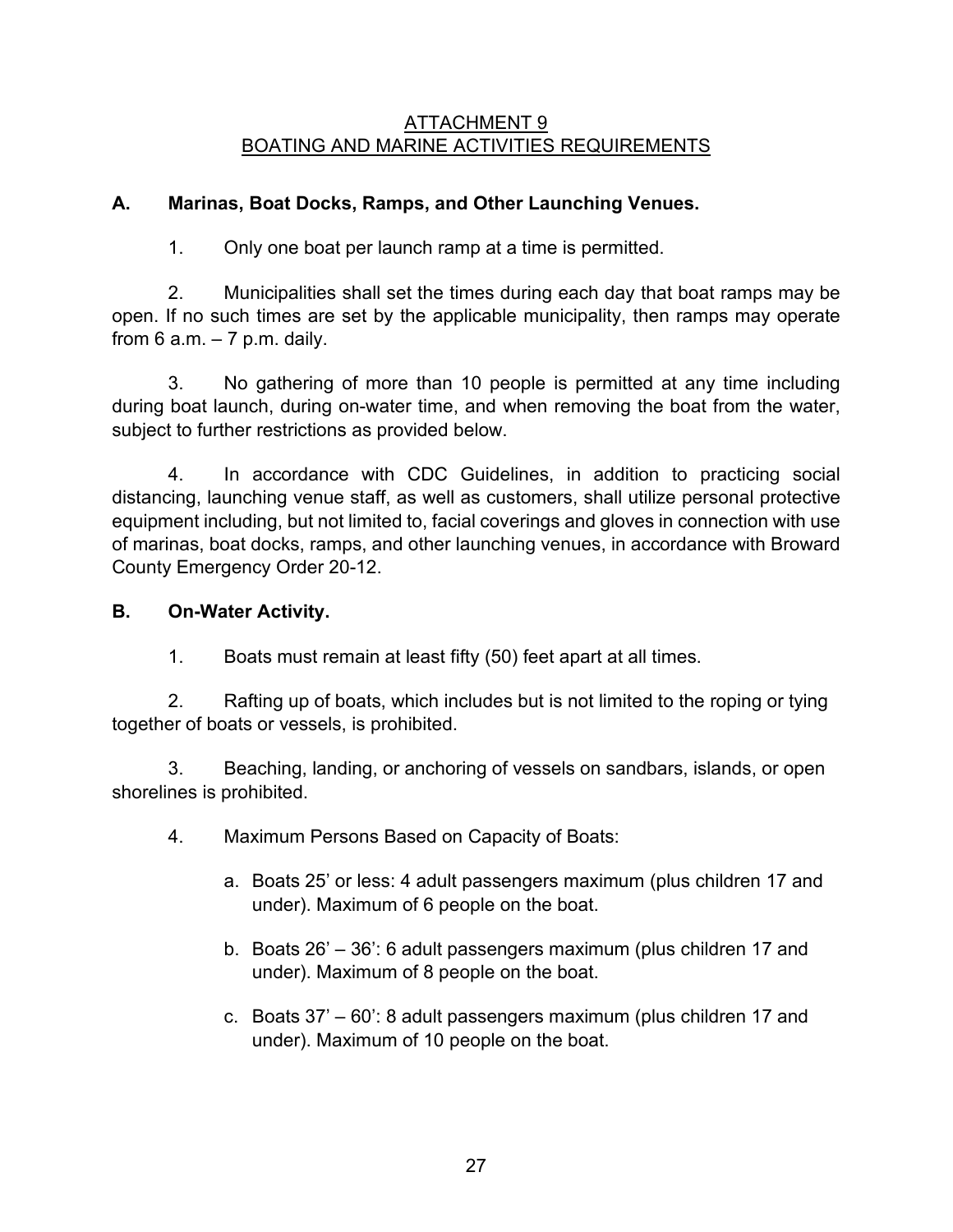# ATTACHMENT 9
# BOATING AND MARINE ACTIVITIES REQUIREMENTS

## A. Marinas, Boat Docks, Ramps, and Other Launching Venues.

1. Only one boat per launch ramp at a time is permitted.

2. Municipalities shall set the times during each day that boat ramps may be open. If no such times are set by the applicable municipality, then ramps may operate from 6 a.m. – 7 p.m. daily.

3. No gathering of more than 10 people is permitted at any time including during boat launch, during on-water time, and when removing the boat from the water, subject to further restrictions as provided below.

4. In accordance with CDC Guidelines, in addition to practicing social distancing, launching venue staff, as well as customers, shall utilize personal protective equipment including, but not limited to, facial coverings and gloves in connection with use of marinas, boat docks, ramps, and other launching venues, in accordance with Broward County Emergency Order 20-12.

## B. On-Water Activity.

1. Boats must remain at least fifty (50) feet apart at all times.

2. Rafting up of boats, which includes but is not limited to the roping or tying together of boats or vessels, is prohibited.

3. Beaching, landing, or anchoring of vessels on sandbars, islands, or open shorelines is prohibited.

4. Maximum Persons Based on Capacity of Boats:

   a. Boats 25' or less: 4 adult passengers maximum (plus children 17 and under). Maximum of 6 people on the boat.

   b. Boats 26' – 36': 6 adult passengers maximum (plus children 17 and under). Maximum of 8 people on the boat.

   c. Boats 37' – 60': 8 adult passengers maximum (plus children 17 and under). Maximum of 10 people on the boat.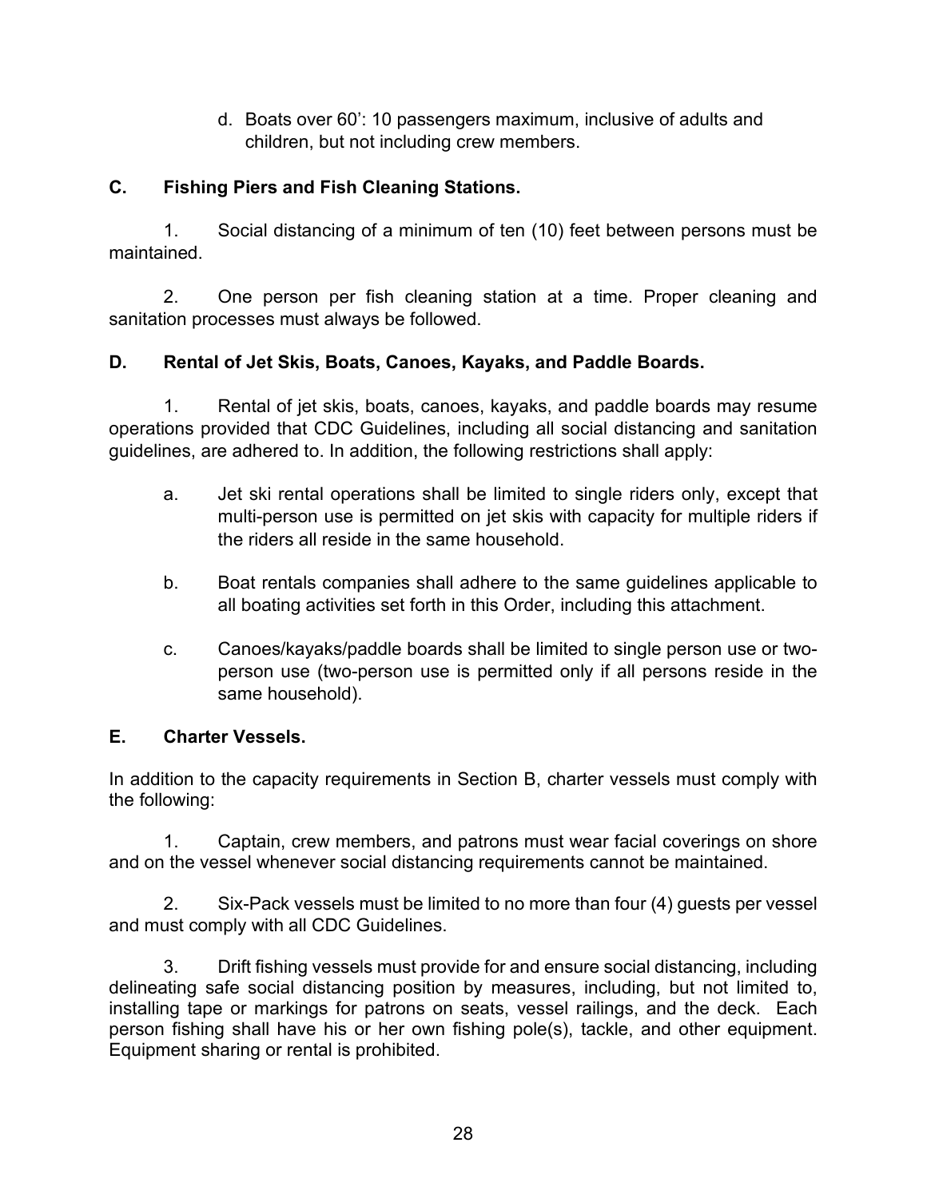d. Boats over 60': 10 passengers maximum, inclusive of adults and children, but not including crew members.

## C. Fishing Piers and Fish Cleaning Stations.

1. Social distancing of a minimum of ten (10) feet between persons must be maintained.

2. One person per fish cleaning station at a time. Proper cleaning and sanitation processes must always be followed.

## D. Rental of Jet Skis, Boats, Canoes, Kayaks, and Paddle Boards.

1. Rental of jet skis, boats, canoes, kayaks, and paddle boards may resume operations provided that CDC Guidelines, including all social distancing and sanitation guidelines, are adhered to. In addition, the following restrictions shall apply:

   a. Jet ski rental operations shall be limited to single riders only, except that multi-person use is permitted on jet skis with capacity for multiple riders if the riders all reside in the same household.

   b. Boat rentals companies shall adhere to the same guidelines applicable to all boating activities set forth in this Order, including this attachment.

   c. Canoes/kayaks/paddle boards shall be limited to single person use or two-person use (two-person use is permitted only if all persons reside in the same household).

## E. Charter Vessels.

In addition to the capacity requirements in Section B, charter vessels must comply with the following:

1. Captain, crew members, and patrons must wear facial coverings on shore and on the vessel whenever social distancing requirements cannot be maintained.

2. Six-Pack vessels must be limited to no more than four (4) guests per vessel and must comply with all CDC Guidelines.

3. Drift fishing vessels must provide for and ensure social distancing, including delineating safe social distancing position by measures, including, but not limited to, installing tape or markings for patrons on seats, vessel railings, and the deck. Each person fishing shall have his or her own fishing pole(s), tackle, and other equipment. Equipment sharing or rental is prohibited.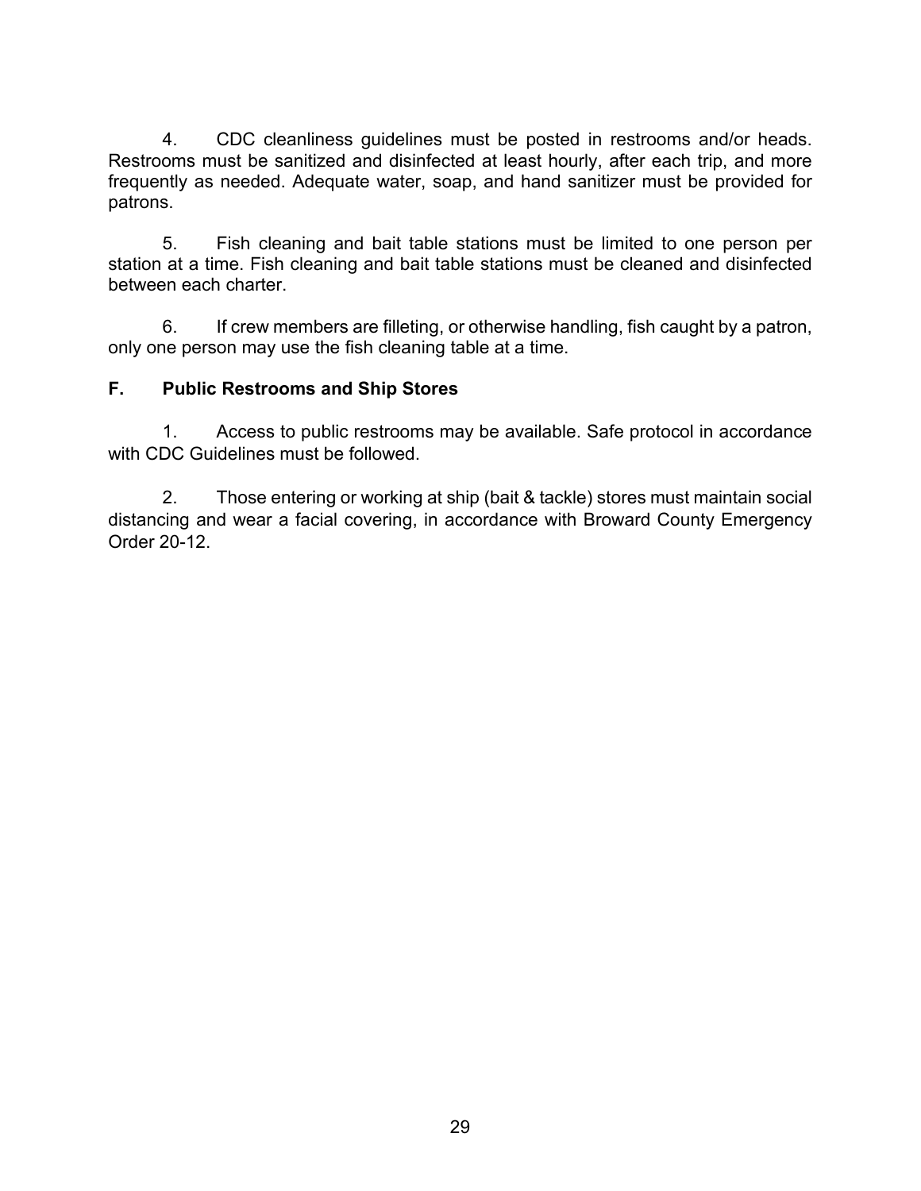4. CDC cleanliness guidelines must be posted in restrooms and/or heads. Restrooms must be sanitized and disinfected at least hourly, after each trip, and more frequently as needed. Adequate water, soap, and hand sanitizer must be provided for patrons.

5. Fish cleaning and bait table stations must be limited to one person per station at a time. Fish cleaning and bait table stations must be cleaned and disinfected between each charter.

6. If crew members are filleting, or otherwise handling, fish caught by a patron, only one person may use the fish cleaning table at a time.

### F. Public Restrooms and Ship Stores

1. Access to public restrooms may be available. Safe protocol in accordance with CDC Guidelines must be followed.

2. Those entering or working at ship (bait & tackle) stores must maintain social distancing and wear a facial covering, in accordance with Broward County Emergency Order 20-12.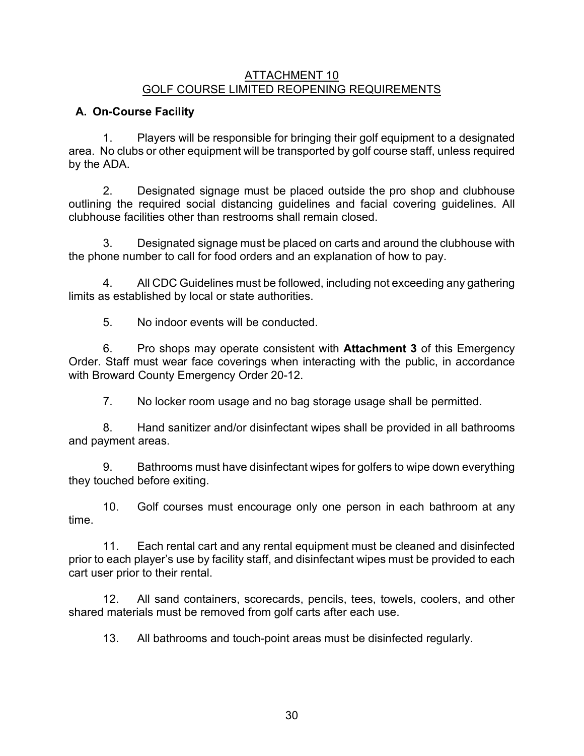## ATTACHMENT 10
## GOLF COURSE LIMITED REOPENING REQUIREMENTS

### A. On-Course Facility

1. Players will be responsible for bringing their golf equipment to a designated area. No clubs or other equipment will be transported by golf course staff, unless required by the ADA.

2. Designated signage must be placed outside the pro shop and clubhouse outlining the required social distancing guidelines and facial covering guidelines. All clubhouse facilities other than restrooms shall remain closed.

3. Designated signage must be placed on carts and around the clubhouse with the phone number to call for food orders and an explanation of how to pay.

4. All CDC Guidelines must be followed, including not exceeding any gathering limits as established by local or state authorities.

5. No indoor events will be conducted.

6. Pro shops may operate consistent with **Attachment 3** of this Emergency Order. Staff must wear face coverings when interacting with the public, in accordance with Broward County Emergency Order 20-12.

7. No locker room usage and no bag storage usage shall be permitted.

8. Hand sanitizer and/or disinfectant wipes shall be provided in all bathrooms and payment areas.

9. Bathrooms must have disinfectant wipes for golfers to wipe down everything they touched before exiting.

10. Golf courses must encourage only one person in each bathroom at any time.

11. Each rental cart and any rental equipment must be cleaned and disinfected prior to each player's use by facility staff, and disinfectant wipes must be provided to each cart user prior to their rental.

12. All sand containers, scorecards, pencils, tees, towels, coolers, and other shared materials must be removed from golf carts after each use.

13. All bathrooms and touch-point areas must be disinfected regularly.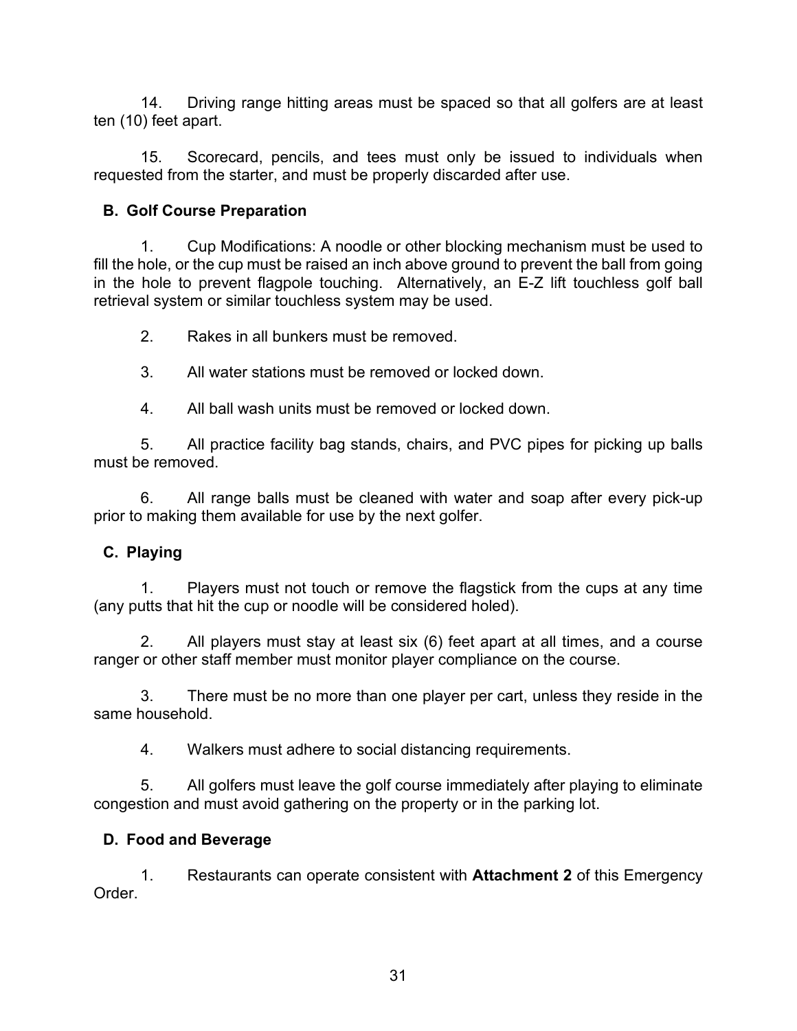14. Driving range hitting areas must be spaced so that all golfers are at least ten (10) feet apart.

15. Scorecard, pencils, and tees must only be issued to individuals when requested from the starter, and must be properly discarded after use.

**B. Golf Course Preparation**

1. Cup Modifications: A noodle or other blocking mechanism must be used to fill the hole, or the cup must be raised an inch above ground to prevent the ball from going in the hole to prevent flagpole touching. Alternatively, an E-Z lift touchless golf ball retrieval system or similar touchless system may be used.

2. Rakes in all bunkers must be removed.

3. All water stations must be removed or locked down.

4. All ball wash units must be removed or locked down.

5. All practice facility bag stands, chairs, and PVC pipes for picking up balls must be removed.

6. All range balls must be cleaned with water and soap after every pick-up prior to making them available for use by the next golfer.

**C. Playing**

1. Players must not touch or remove the flagstick from the cups at any time (any putts that hit the cup or noodle will be considered holed).

2. All players must stay at least six (6) feet apart at all times, and a course ranger or other staff member must monitor player compliance on the course.

3. There must be no more than one player per cart, unless they reside in the same household.

4. Walkers must adhere to social distancing requirements.

5. All golfers must leave the golf course immediately after playing to eliminate congestion and must avoid gathering on the property or in the parking lot.

**D. Food and Beverage**

1. Restaurants can operate consistent with **Attachment 2** of this Emergency Order.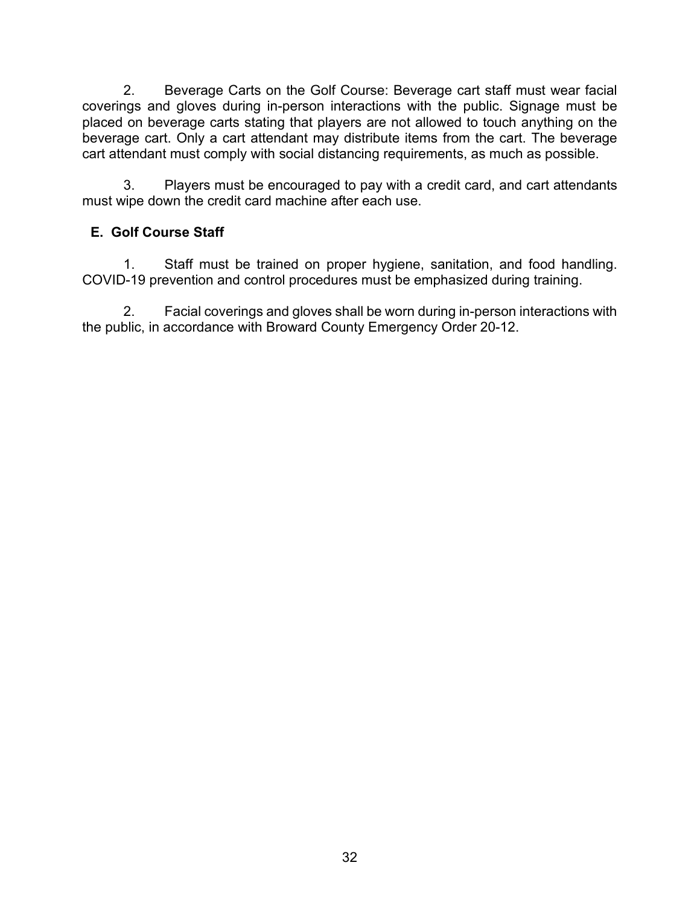2. Beverage Carts on the Golf Course: Beverage cart staff must wear facial coverings and gloves during in-person interactions with the public. Signage must be placed on beverage carts stating that players are not allowed to touch anything on the beverage cart. Only a cart attendant may distribute items from the cart. The beverage cart attendant must comply with social distancing requirements, as much as possible.

3. Players must be encouraged to pay with a credit card, and cart attendants must wipe down the credit card machine after each use.

### E. Golf Course Staff

1. Staff must be trained on proper hygiene, sanitation, and food handling. COVID-19 prevention and control procedures must be emphasized during training.

2. Facial coverings and gloves shall be worn during in-person interactions with the public, in accordance with Broward County Emergency Order 20-12.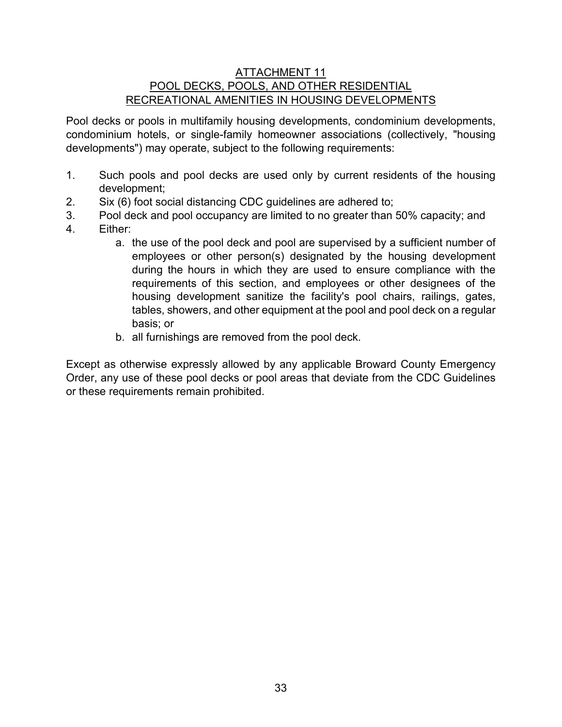## ATTACHMENT 11
## POOL DECKS, POOLS, AND OTHER RESIDENTIAL RECREATIONAL AMENITIES IN HOUSING DEVELOPMENTS

Pool decks or pools in multifamily housing developments, condominium developments, condominium hotels, or single-family homeowner associations (collectively, "housing developments") may operate, subject to the following requirements:

1. Such pools and pool decks are used only by current residents of the housing development;
2. Six (6) foot social distancing CDC guidelines are adhered to;
3. Pool deck and pool occupancy are limited to no greater than 50% capacity; and
4. Either:
   a. the use of the pool deck and pool are supervised by a sufficient number of employees or other person(s) designated by the housing development during the hours in which they are used to ensure compliance with the requirements of this section, and employees or other designees of the housing development sanitize the facility's pool chairs, railings, gates, tables, showers, and other equipment at the pool and pool deck on a regular basis; or
   b. all furnishings are removed from the pool deck.

Except as otherwise expressly allowed by any applicable Broward County Emergency Order, any use of these pool decks or pool areas that deviate from the CDC Guidelines or these requirements remain prohibited.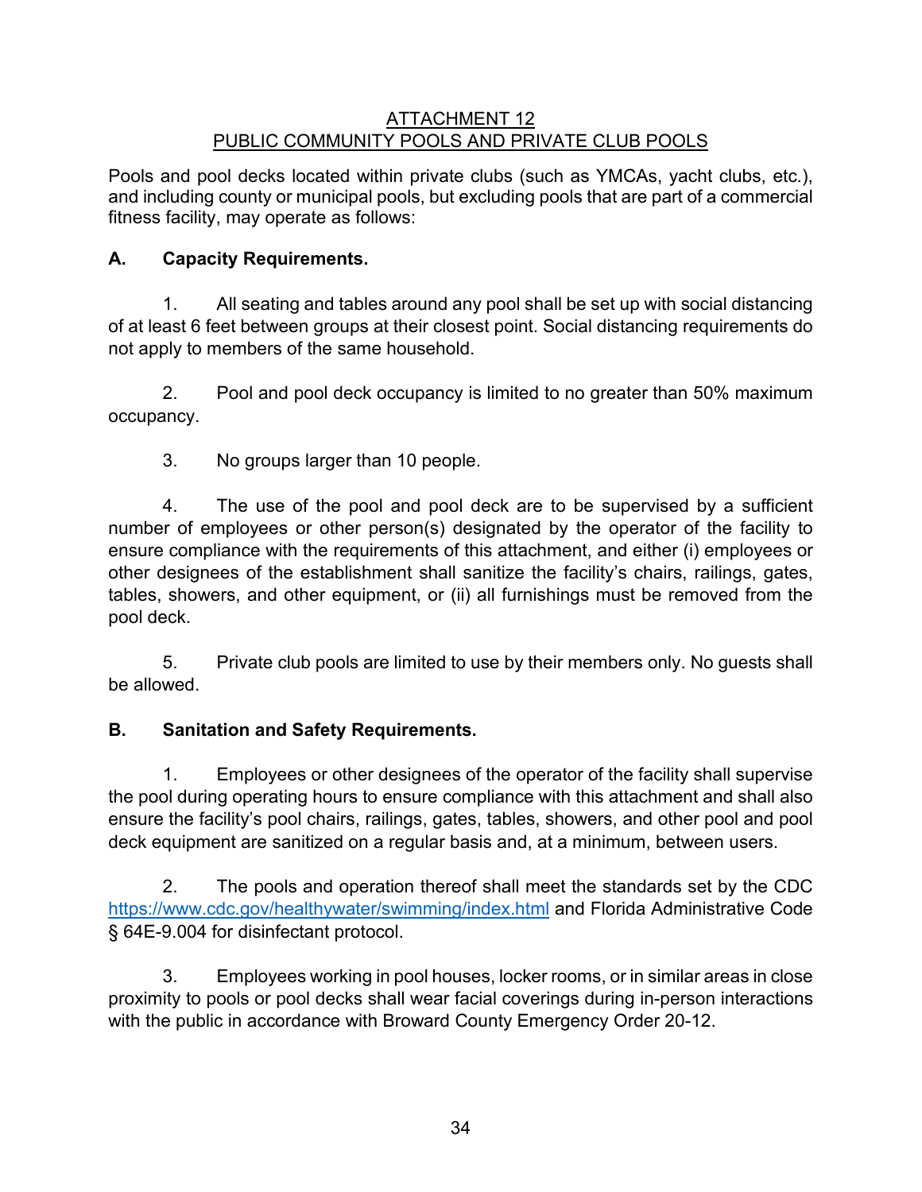## ATTACHMENT 12
## PUBLIC COMMUNITY POOLS AND PRIVATE CLUB POOLS

Pools and pool decks located within private clubs (such as YMCAs, yacht clubs, etc.), and including county or municipal pools, but excluding pools that are part of a commercial fitness facility, may operate as follows:

### A. Capacity Requirements.

1. All seating and tables around any pool shall be set up with social distancing of at least 6 feet between groups at their closest point. Social distancing requirements do not apply to members of the same household.

2. Pool and pool deck occupancy is limited to no greater than 50% maximum occupancy.

3. No groups larger than 10 people.

4. The use of the pool and pool deck are to be supervised by a sufficient number of employees or other person(s) designated by the operator of the facility to ensure compliance with the requirements of this attachment, and either (i) employees or other designees of the establishment shall sanitize the facility's chairs, railings, gates, tables, showers, and other equipment, or (ii) all furnishings must be removed from the pool deck.

5. Private club pools are limited to use by their members only. No guests shall be allowed.

### B. Sanitation and Safety Requirements.

1. Employees or other designees of the operator of the facility shall supervise the pool during operating hours to ensure compliance with this attachment and shall also ensure the facility's pool chairs, railings, gates, tables, showers, and other pool and pool deck equipment are sanitized on a regular basis and, at a minimum, between users.

2. The pools and operation thereof shall meet the standards set by the CDC https://www.cdc.gov/healthywater/swimming/index.html and Florida Administrative Code § 64E-9.004 for disinfectant protocol.

3. Employees working in pool houses, locker rooms, or in similar areas in close proximity to pools or pool decks shall wear facial coverings during in-person interactions with the public in accordance with Broward County Emergency Order 20-12.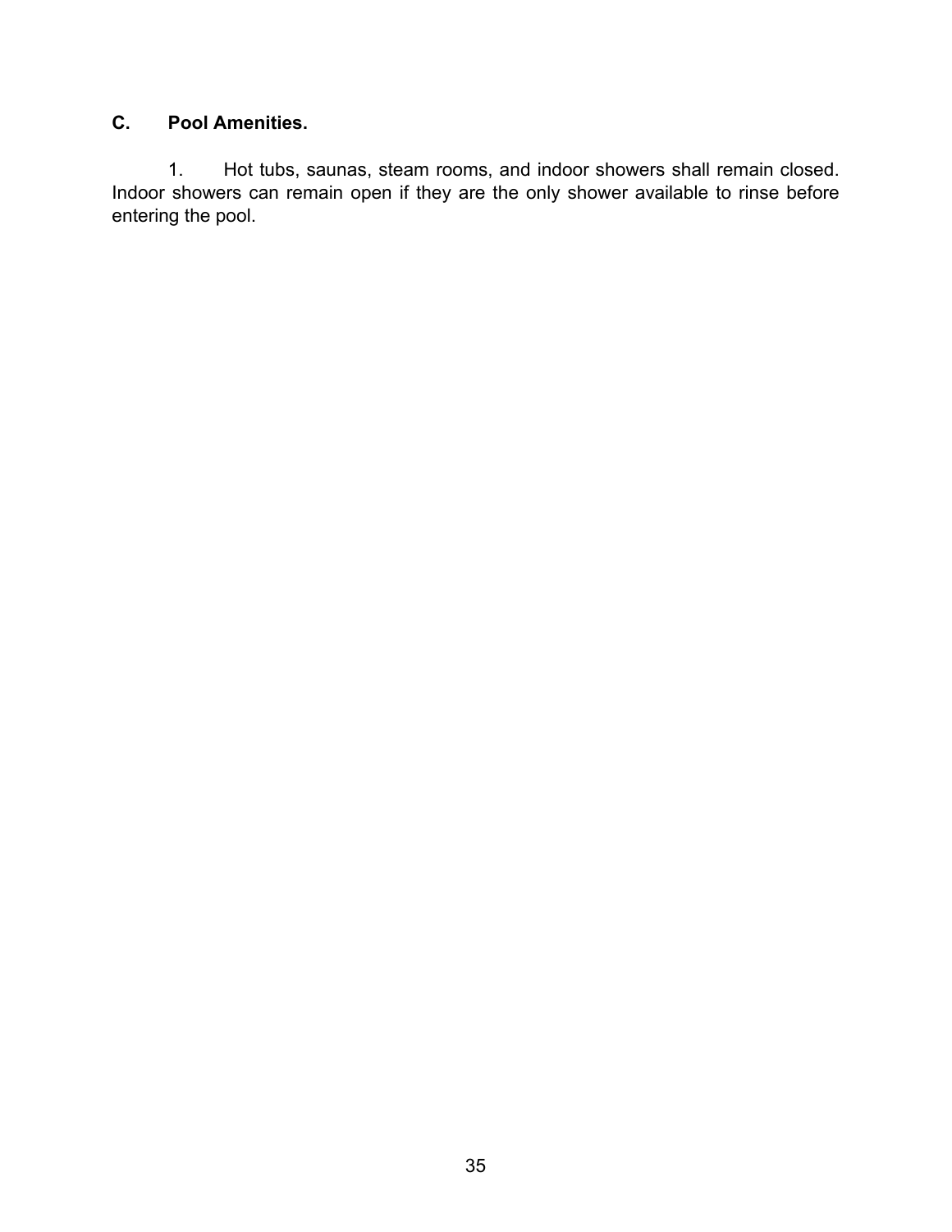### C. Pool Amenities.

1. Hot tubs, saunas, steam rooms, and indoor showers shall remain closed. Indoor showers can remain open if they are the only shower available to rinse before entering the pool.